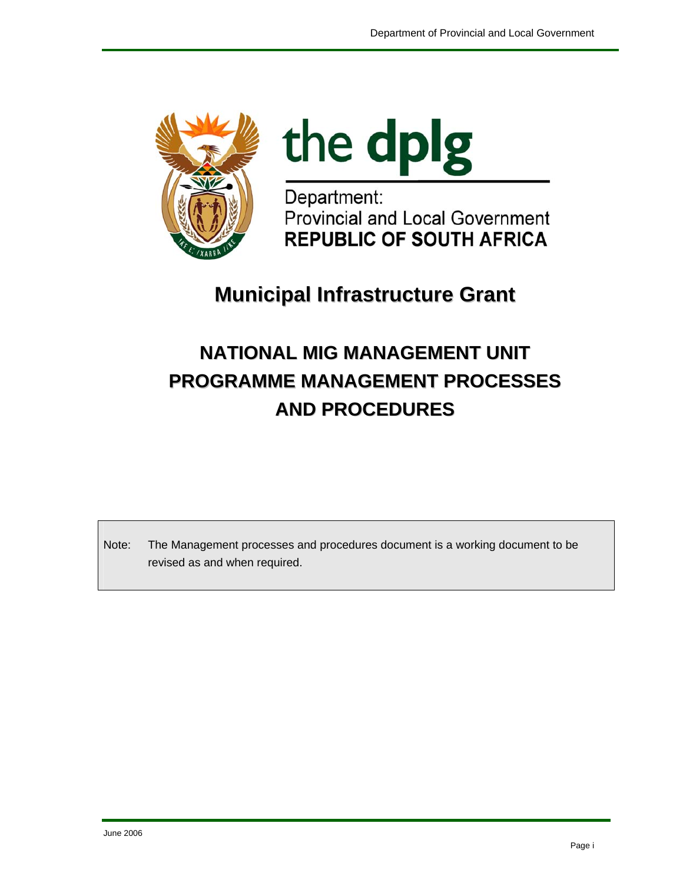the dplg

Department:
Provincial and Local Government
**REPUBLIC OF SOUTH AFRICA**

# Municipal Infrastructure Grant

# NATIONAL MIG MANAGEMENT UNIT PROGRAMME MANAGEMENT PROCESSES AND PROCEDURES

Note: The Management processes and procedures document is a working document to be revised as and when required.

June 2006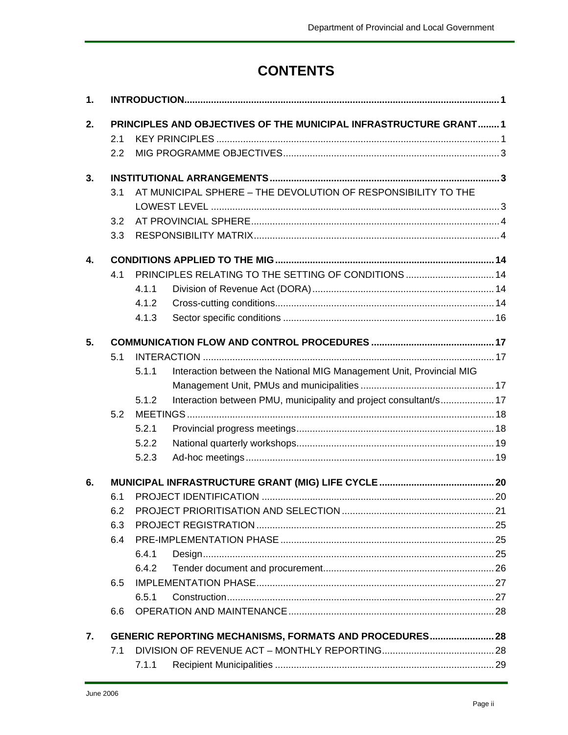# CONTENTS

| | | | | |
|---|---|---|---|---|
| **1.** | **INTRODUCTION** | | | **1** |
| **2.** | **PRINCIPLES AND OBJECTIVES OF THE MUNICIPAL INFRASTRUCTURE GRANT** | | | **1** |
| | 2.1 | KEY PRINCIPLES | | 1 |
| | 2.2 | MIG PROGRAMME OBJECTIVES | | 3 |
| **3.** | **INSTITUTIONAL ARRANGEMENTS** | | | **3** |
| | 3.1 | AT MUNICIPAL SPHERE – THE DEVOLUTION OF RESPONSIBILITY TO THE LOWEST LEVEL | | 3 |
| | 3.2 | AT PROVINCIAL SPHERE | | 4 |
| | 3.3 | RESPONSIBILITY MATRIX | | 4 |
| **4.** | **CONDITIONS APPLIED TO THE MIG** | | | **14** |
| | 4.1 | PRINCIPLES RELATING TO THE SETTING OF CONDITIONS | | 14 |
| | | 4.1.1 | Division of Revenue Act (DORA) | 14 |
| | | 4.1.2 | Cross-cutting conditions | 14 |
| | | 4.1.3 | Sector specific conditions | 16 |
| **5.** | **COMMUNICATION FLOW AND CONTROL PROCEDURES** | | | **17** |
| | 5.1 | INTERACTION | | 17 |
| | | 5.1.1 | Interaction between the National MIG Management Unit, Provincial MIG Management Unit, PMUs and municipalities | 17 |
| | | 5.1.2 | Interaction between PMU, municipality and project consultant/s | 17 |
| | 5.2 | MEETINGS | | 18 |
| | | 5.2.1 | Provincial progress meetings | 18 |
| | | 5.2.2 | National quarterly workshops | 19 |
| | | 5.2.3 | Ad-hoc meetings | 19 |
| **6.** | **MUNICIPAL INFRASTRUCTURE GRANT (MIG) LIFE CYCLE** | | | **20** |
| | 6.1 | PROJECT IDENTIFICATION | | 20 |
| | 6.2 | PROJECT PRIORITISATION AND SELECTION | | 21 |
| | 6.3 | PROJECT REGISTRATION | | 25 |
| | 6.4 | PRE-IMPLEMENTATION PHASE | | 25 |
| | | 6.4.1 | Design | 25 |
| | | 6.4.2 | Tender document and procurement | 26 |
| | 6.5 | IMPLEMENTATION PHASE | | 27 |
| | | 6.5.1 | Construction | 27 |
| | 6.6 | OPERATION AND MAINTENANCE | | 28 |
| **7.** | **GENERIC REPORTING MECHANISMS, FORMATS AND PROCEDURES** | | | **28** |
| | 7.1 | DIVISION OF REVENUE ACT – MONTHLY REPORTING | | 28 |
| | | 7.1.1 | Recipient Municipalities | 29 |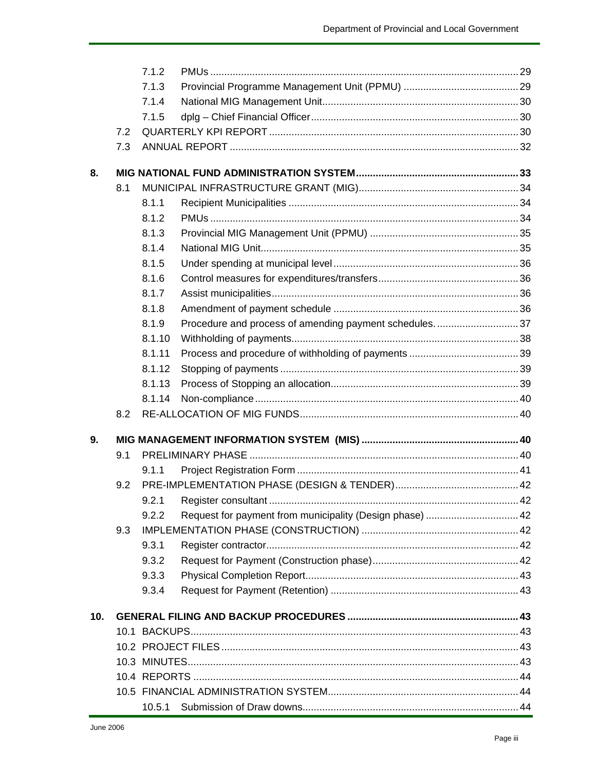| | | | |
|---|---|---|---|
| | 7.1.2 | PMUs | 29 |
| | 7.1.3 | Provincial Programme Management Unit (PPMU) | 29 |
| | 7.1.4 | National MIG Management Unit | 30 |
| | 7.1.5 | dplg – Chief Financial Officer | 30 |
| 7.2 | | QUARTERLY KPI REPORT | 30 |
| 7.3 | | ANNUAL REPORT | 32 |
| **8.** | | **MIG NATIONAL FUND ADMINISTRATION SYSTEM** | **33** |
| 8.1 | | MUNICIPAL INFRASTRUCTURE GRANT (MIG) | 34 |
| | 8.1.1 | Recipient Municipalities | 34 |
| | 8.1.2 | PMUs | 34 |
| | 8.1.3 | Provincial MIG Management Unit (PPMU) | 35 |
| | 8.1.4 | National MIG Unit | 35 |
| | 8.1.5 | Under spending at municipal level | 36 |
| | 8.1.6 | Control measures for expenditures/transfers | 36 |
| | 8.1.7 | Assist municipalities | 36 |
| | 8.1.8 | Amendment of payment schedule | 36 |
| | 8.1.9 | Procedure and process of amending payment schedules. | 37 |
| | 8.1.10 | Withholding of payments | 38 |
| | 8.1.11 | Process and procedure of withholding of payments | 39 |
| | 8.1.12 | Stopping of payments | 39 |
| | 8.1.13 | Process of Stopping an allocation | 39 |
| | 8.1.14 | Non-compliance | 40 |
| 8.2 | | RE-ALLOCATION OF MIG FUNDS | 40 |
| **9.** | | **MIG MANAGEMENT INFORMATION SYSTEM (MIS)** | **40** |
| 9.1 | | PRELIMINARY PHASE | 40 |
| | 9.1.1 | Project Registration Form | 41 |
| 9.2 | | PRE-IMPLEMENTATION PHASE (DESIGN & TENDER) | 42 |
| | 9.2.1 | Register consultant | 42 |
| | 9.2.2 | Request for payment from municipality (Design phase) | 42 |
| 9.3 | | IMPLEMENTATION PHASE (CONSTRUCTION) | 42 |
| | 9.3.1 | Register contractor | 42 |
| | 9.3.2 | Request for Payment (Construction phase) | 42 |
| | 9.3.3 | Physical Completion Report | 43 |
| | 9.3.4 | Request for Payment (Retention) | 43 |
| **10.** | | **GENERAL FILING AND BACKUP PROCEDURES** | **43** |
| 10.1 | | BACKUPS | 43 |
| 10.2 | | PROJECT FILES | 43 |
| 10.3 | | MINUTES | 43 |
| 10.4 | | REPORTS | 44 |
| 10.5 | | FINANCIAL ADMINISTRATION SYSTEM | 44 |
| | 10.5.1 | Submission of Draw downs | 44 |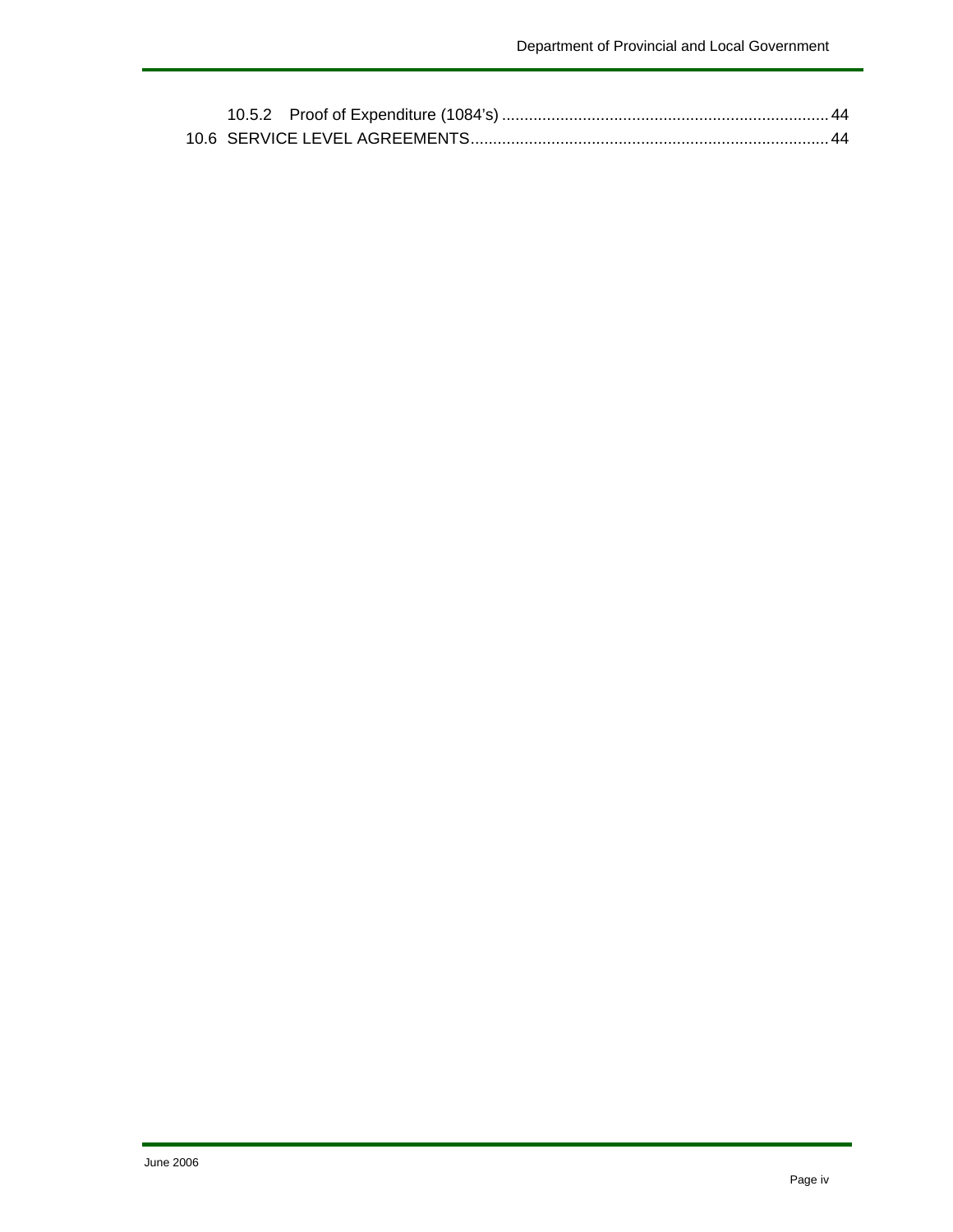10.5.2 Proof of Expenditure (1084's) ........................................................................ 44

10.6 SERVICE LEVEL AGREEMENTS............................................................................... 44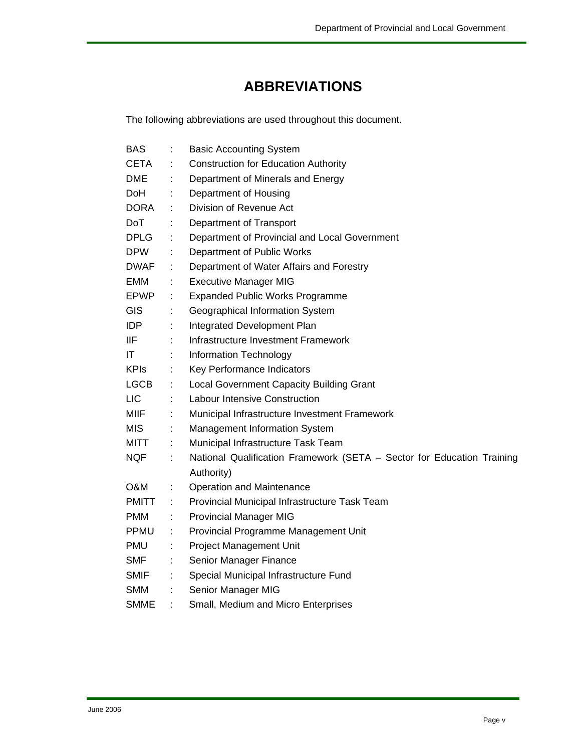# ABBREVIATIONS

The following abbreviations are used throughout this document.

| | | |
|---|---|---|
| BAS | : | Basic Accounting System |
| CETA | : | Construction for Education Authority |
| DME | : | Department of Minerals and Energy |
| DoH | : | Department of Housing |
| DORA | : | Division of Revenue Act |
| DoT | : | Department of Transport |
| DPLG | : | Department of Provincial and Local Government |
| DPW | : | Department of Public Works |
| DWAF | : | Department of Water Affairs and Forestry |
| EMM | : | Executive Manager MIG |
| EPWP | : | Expanded Public Works Programme |
| GIS | : | Geographical Information System |
| IDP | : | Integrated Development Plan |
| IIF | : | Infrastructure Investment Framework |
| IT | : | Information Technology |
| KPIs | : | Key Performance Indicators |
| LGCB | : | Local Government Capacity Building Grant |
| LIC | : | Labour Intensive Construction |
| MIIF | : | Municipal Infrastructure Investment Framework |
| MIS | : | Management Information System |
| MITT | : | Municipal Infrastructure Task Team |
| NQF | : | National Qualification Framework (SETA – Sector for Education Training Authority) |
| O&M | : | Operation and Maintenance |
| PMITT | : | Provincial Municipal Infrastructure Task Team |
| PMM | : | Provincial Manager MIG |
| PPMU | : | Provincial Programme Management Unit |
| PMU | : | Project Management Unit |
| SMF | : | Senior Manager Finance |
| SMIF | : | Special Municipal Infrastructure Fund |
| SMM | : | Senior Manager MIG |
| SMME | : | Small, Medium and Micro Enterprises |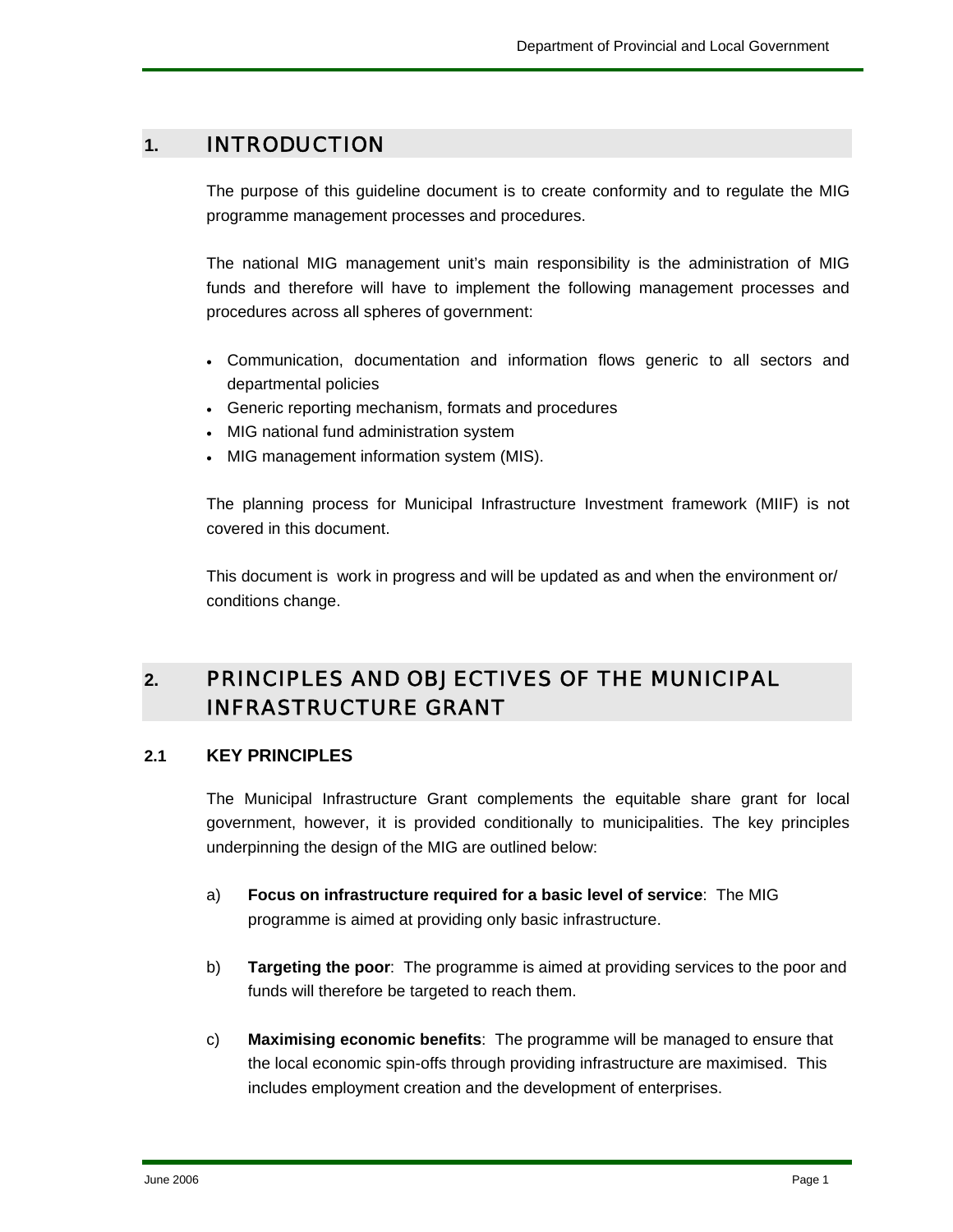# 1. INTRODUCTION

The purpose of this guideline document is to create conformity and to regulate the MIG programme management processes and procedures.

The national MIG management unit's main responsibility is the administration of MIG funds and therefore will have to implement the following management processes and procedures across all spheres of government:

- Communication, documentation and information flows generic to all sectors and departmental policies
- Generic reporting mechanism, formats and procedures
- MIG national fund administration system
- MIG management information system (MIS).

The planning process for Municipal Infrastructure Investment framework (MIIF) is not covered in this document.

This document is work in progress and will be updated as and when the environment or/ conditions change.

# 2. PRINCIPLES AND OBJECTIVES OF THE MUNICIPAL INFRASTRUCTURE GRANT

## 2.1 KEY PRINCIPLES

The Municipal Infrastructure Grant complements the equitable share grant for local government, however, it is provided conditionally to municipalities. The key principles underpinning the design of the MIG are outlined below:

a) **Focus on infrastructure required for a basic level of service**: The MIG programme is aimed at providing only basic infrastructure.

b) **Targeting the poor**: The programme is aimed at providing services to the poor and funds will therefore be targeted to reach them.

c) **Maximising economic benefits**: The programme will be managed to ensure that the local economic spin-offs through providing infrastructure are maximised. This includes employment creation and the development of enterprises.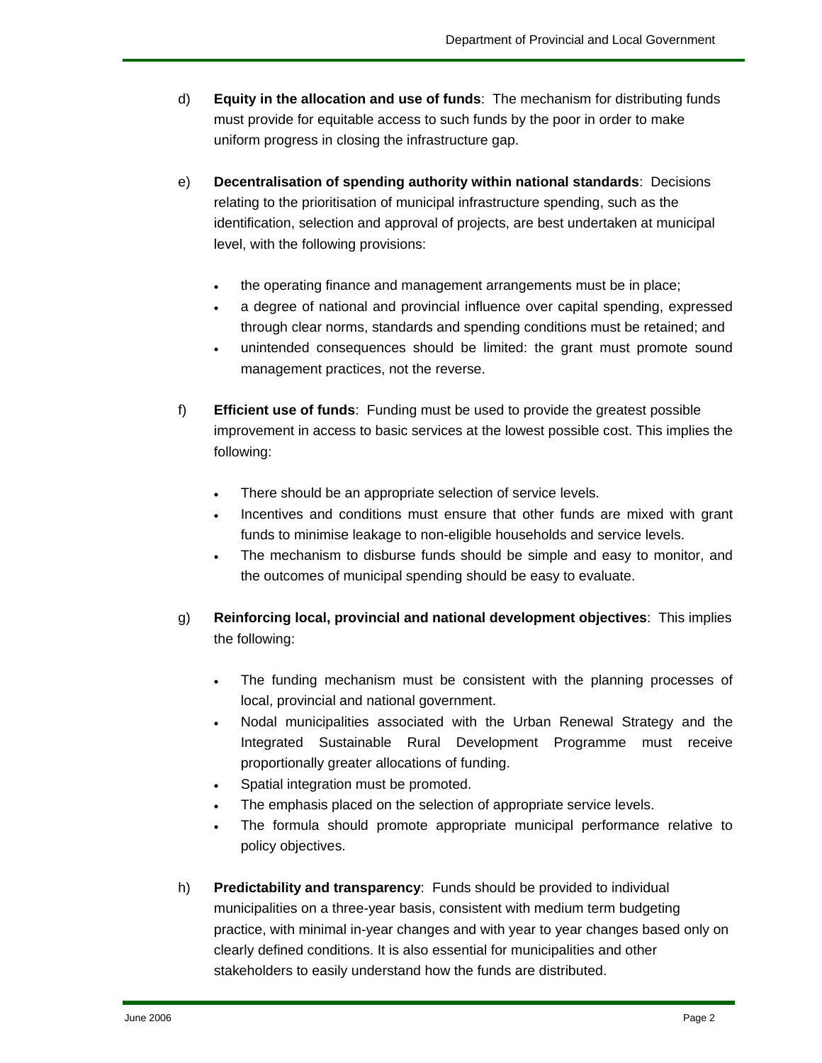d) **Equity in the allocation and use of funds**: The mechanism for distributing funds must provide for equitable access to such funds by the poor in order to make uniform progress in closing the infrastructure gap.

e) **Decentralisation of spending authority within national standards**: Decisions relating to the prioritisation of municipal infrastructure spending, such as the identification, selection and approval of projects, are best undertaken at municipal level, with the following provisions:

- the operating finance and management arrangements must be in place;
- a degree of national and provincial influence over capital spending, expressed through clear norms, standards and spending conditions must be retained; and
- unintended consequences should be limited: the grant must promote sound management practices, not the reverse.

f) **Efficient use of funds**: Funding must be used to provide the greatest possible improvement in access to basic services at the lowest possible cost. This implies the following:

- There should be an appropriate selection of service levels.
- Incentives and conditions must ensure that other funds are mixed with grant funds to minimise leakage to non-eligible households and service levels.
- The mechanism to disburse funds should be simple and easy to monitor, and the outcomes of municipal spending should be easy to evaluate.

g) **Reinforcing local, provincial and national development objectives**: This implies the following:

- The funding mechanism must be consistent with the planning processes of local, provincial and national government.
- Nodal municipalities associated with the Urban Renewal Strategy and the Integrated Sustainable Rural Development Programme must receive proportionally greater allocations of funding.
- Spatial integration must be promoted.
- The emphasis placed on the selection of appropriate service levels.
- The formula should promote appropriate municipal performance relative to policy objectives.

h) **Predictability and transparency**: Funds should be provided to individual municipalities on a three-year basis, consistent with medium term budgeting practice, with minimal in-year changes and with year to year changes based only on clearly defined conditions. It is also essential for municipalities and other stakeholders to easily understand how the funds are distributed.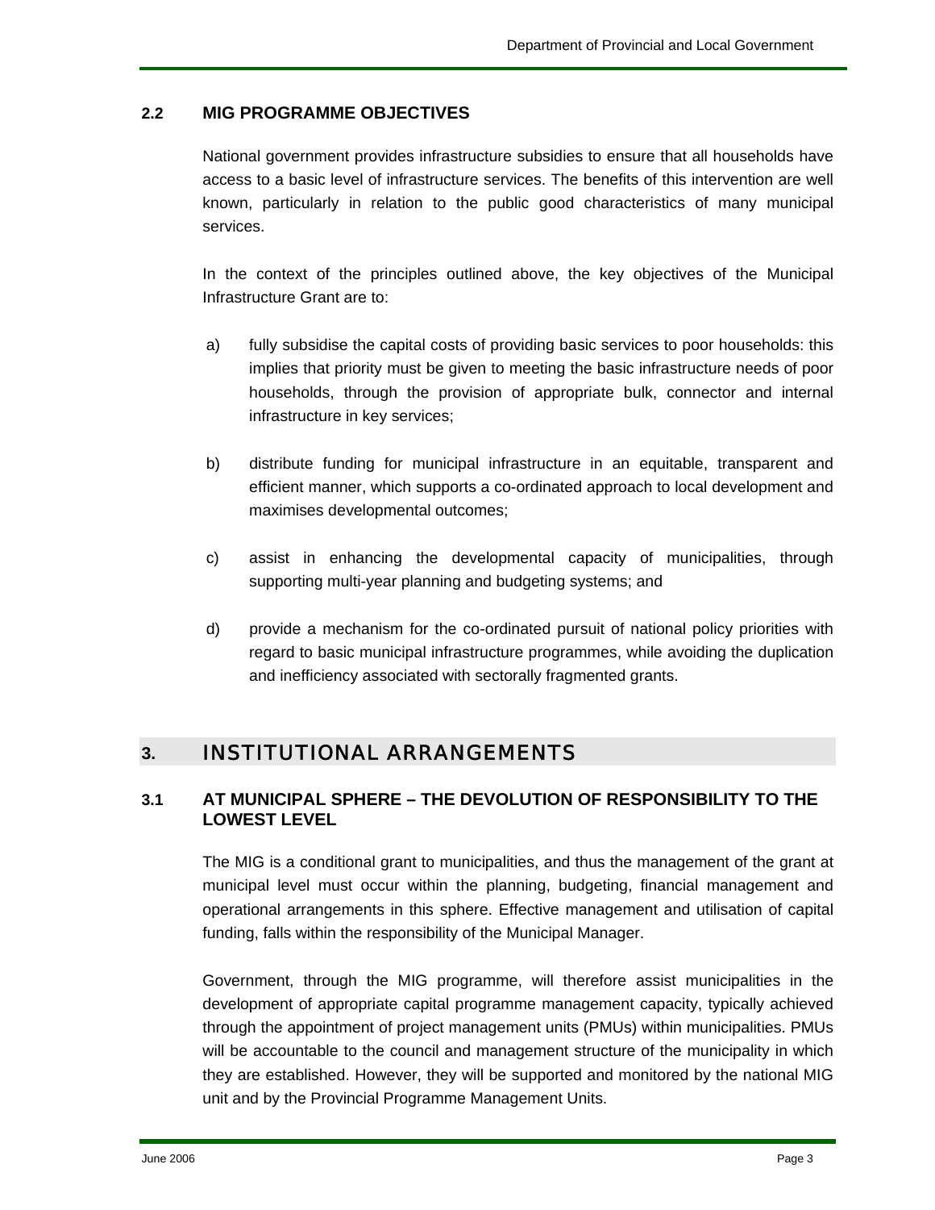### 2.2 MIG PROGRAMME OBJECTIVES

National government provides infrastructure subsidies to ensure that all households have access to a basic level of infrastructure services. The benefits of this intervention are well known, particularly in relation to the public good characteristics of many municipal services.

In the context of the principles outlined above, the key objectives of the Municipal Infrastructure Grant are to:

a) fully subsidise the capital costs of providing basic services to poor households: this implies that priority must be given to meeting the basic infrastructure needs of poor households, through the provision of appropriate bulk, connector and internal infrastructure in key services;

b) distribute funding for municipal infrastructure in an equitable, transparent and efficient manner, which supports a co-ordinated approach to local development and maximises developmental outcomes;

c) assist in enhancing the developmental capacity of municipalities, through supporting multi-year planning and budgeting systems; and

d) provide a mechanism for the co-ordinated pursuit of national policy priorities with regard to basic municipal infrastructure programmes, while avoiding the duplication and inefficiency associated with sectorally fragmented grants.

## 3. INSTITUTIONAL ARRANGEMENTS

### 3.1 AT MUNICIPAL SPHERE – THE DEVOLUTION OF RESPONSIBILITY TO THE LOWEST LEVEL

The MIG is a conditional grant to municipalities, and thus the management of the grant at municipal level must occur within the planning, budgeting, financial management and operational arrangements in this sphere. Effective management and utilisation of capital funding, falls within the responsibility of the Municipal Manager.

Government, through the MIG programme, will therefore assist municipalities in the development of appropriate capital programme management capacity, typically achieved through the appointment of project management units (PMUs) within municipalities. PMUs will be accountable to the council and management structure of the municipality in which they are established. However, they will be supported and monitored by the national MIG unit and by the Provincial Programme Management Units.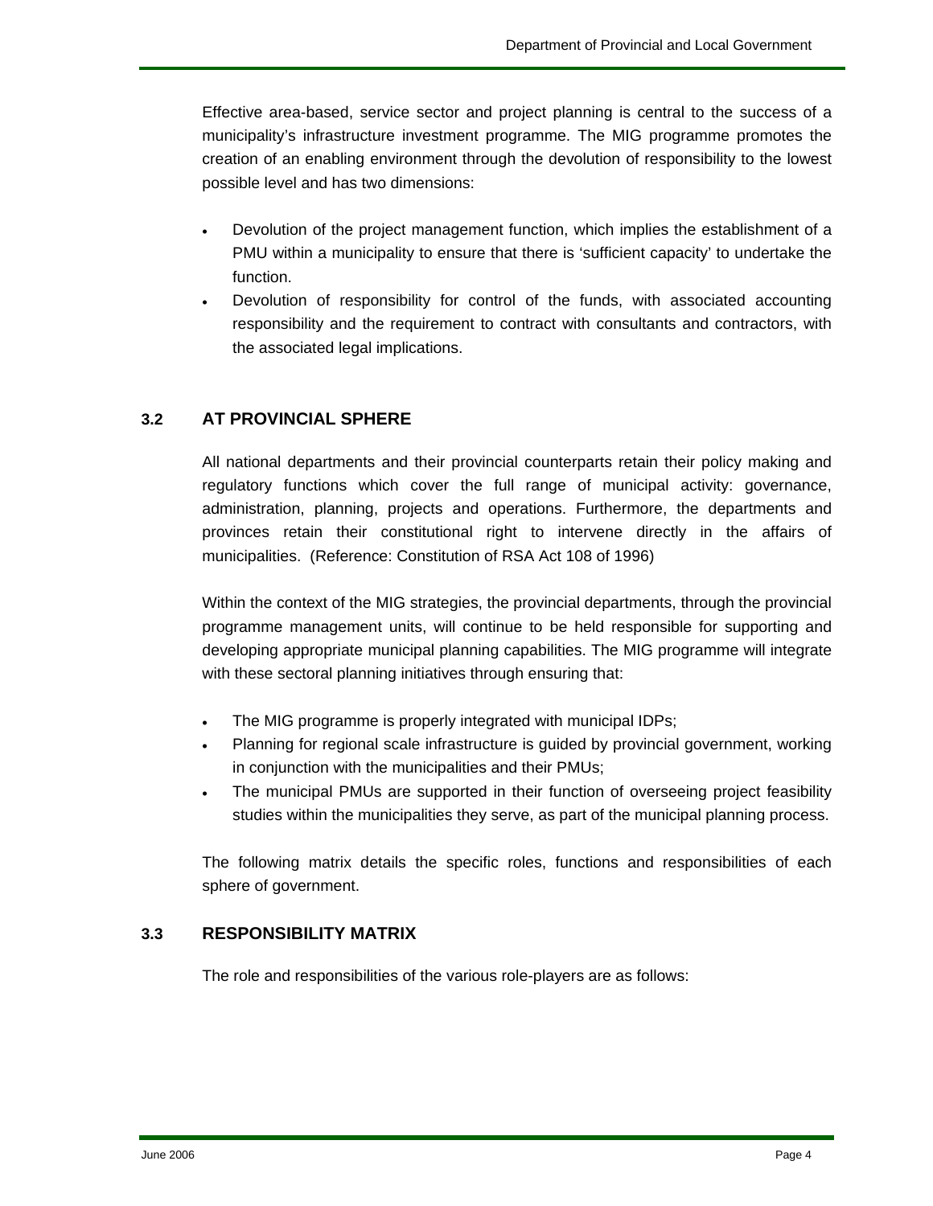Effective area-based, service sector and project planning is central to the success of a municipality's infrastructure investment programme. The MIG programme promotes the creation of an enabling environment through the devolution of responsibility to the lowest possible level and has two dimensions:

- Devolution of the project management function, which implies the establishment of a PMU within a municipality to ensure that there is 'sufficient capacity' to undertake the function.
- Devolution of responsibility for control of the funds, with associated accounting responsibility and the requirement to contract with consultants and contractors, with the associated legal implications.

### 3.2 AT PROVINCIAL SPHERE

All national departments and their provincial counterparts retain their policy making and regulatory functions which cover the full range of municipal activity: governance, administration, planning, projects and operations. Furthermore, the departments and provinces retain their constitutional right to intervene directly in the affairs of municipalities. (Reference: Constitution of RSA Act 108 of 1996)

Within the context of the MIG strategies, the provincial departments, through the provincial programme management units, will continue to be held responsible for supporting and developing appropriate municipal planning capabilities. The MIG programme will integrate with these sectoral planning initiatives through ensuring that:

- The MIG programme is properly integrated with municipal IDPs;
- Planning for regional scale infrastructure is guided by provincial government, working in conjunction with the municipalities and their PMUs;
- The municipal PMUs are supported in their function of overseeing project feasibility studies within the municipalities they serve, as part of the municipal planning process.

The following matrix details the specific roles, functions and responsibilities of each sphere of government.

### 3.3 RESPONSIBILITY MATRIX

The role and responsibilities of the various role-players are as follows: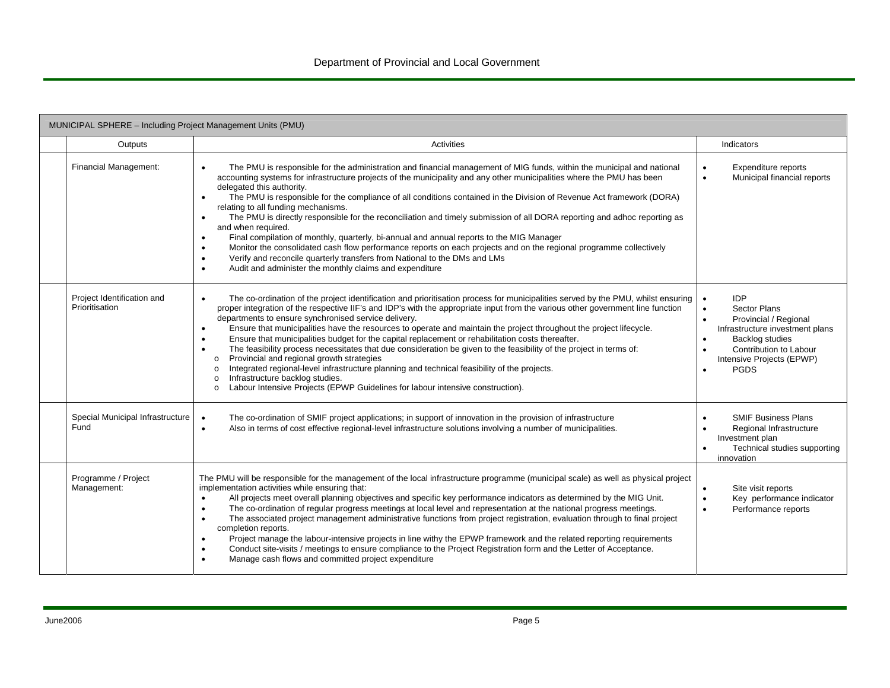| MUNICIPAL SPHERE – Including Project Management Units (PMU) | | | |
|---|---|---|---|
| | Outputs | Activities | Indicators |
| | Financial Management: | • The PMU is responsible for the administration and financial management of MIG funds, within the municipal and national accounting systems for infrastructure projects of the municipality and any other municipalities where the PMU has been delegated this authority.<br>• The PMU is responsible for the compliance of all conditions contained in the Division of Revenue Act framework (DORA) relating to all funding mechanisms.<br>• The PMU is directly responsible for the reconciliation and timely submission of all DORA reporting and adhoc reporting as and when required.<br>• Final compilation of monthly, quarterly, bi-annual and annual reports to the MIG Manager<br>• Monitor the consolidated cash flow performance reports on each projects and on the regional programme collectively<br>• Verify and reconcile quarterly transfers from National to the DMs and LMs<br>• Audit and administer the monthly claims and expenditure | • Expenditure reports<br>• Municipal financial reports |
| | Project Identification and Prioritisation | • The co-ordination of the project identification and prioritisation process for municipalities served by the PMU, whilst ensuring proper integration of the respective IIF's and IDP's with the appropriate input from the various other government line function departments to ensure synchronised service delivery.<br>• Ensure that municipalities have the resources to operate and maintain the project throughout the project lifecycle.<br>• Ensure that municipalities budget for the capital replacement or rehabilitation costs thereafter.<br>• The feasibility process necessitates that due consideration be given to the feasibility of the project in terms of:<br>o Provincial and regional growth strategies<br>o Integrated regional-level infrastructure planning and technical feasibility of the projects.<br>o Infrastructure backlog studies.<br>o Labour Intensive Projects (EPWP Guidelines for labour intensive construction). | • IDP<br>• Sector Plans<br>• Provincial / Regional Infrastructure investment plans<br>• Backlog studies<br>• Contribution to Labour Intensive Projects (EPWP)<br>• PGDS |
| | Special Municipal Infrastructure Fund | • The co-ordination of SMIF project applications; in support of innovation in the provision of infrastructure<br>• Also in terms of cost effective regional-level infrastructure solutions involving a number of municipalities. | • SMIF Business Plans<br>• Regional Infrastructure Investment plan<br>• Technical studies supporting innovation |
| | Programme / Project Management: | The PMU will be responsible for the management of the local infrastructure programme (municipal scale) as well as physical project implementation activities while ensuring that:<br>• All projects meet overall planning objectives and specific key performance indicators as determined by the MIG Unit.<br>• The co-ordination of regular progress meetings at local level and representation at the national progress meetings.<br>• The associated project management administrative functions from project registration, evaluation through to final project completion reports.<br>• Project manage the labour-intensive projects in line withy the EPWP framework and the related reporting requirements<br>• Conduct site-visits / meetings to ensure compliance to the Project Registration form and the Letter of Acceptance.<br>• Manage cash flows and committed project expenditure | • Site visit reports<br>• Key performance indicator<br>• Performance reports |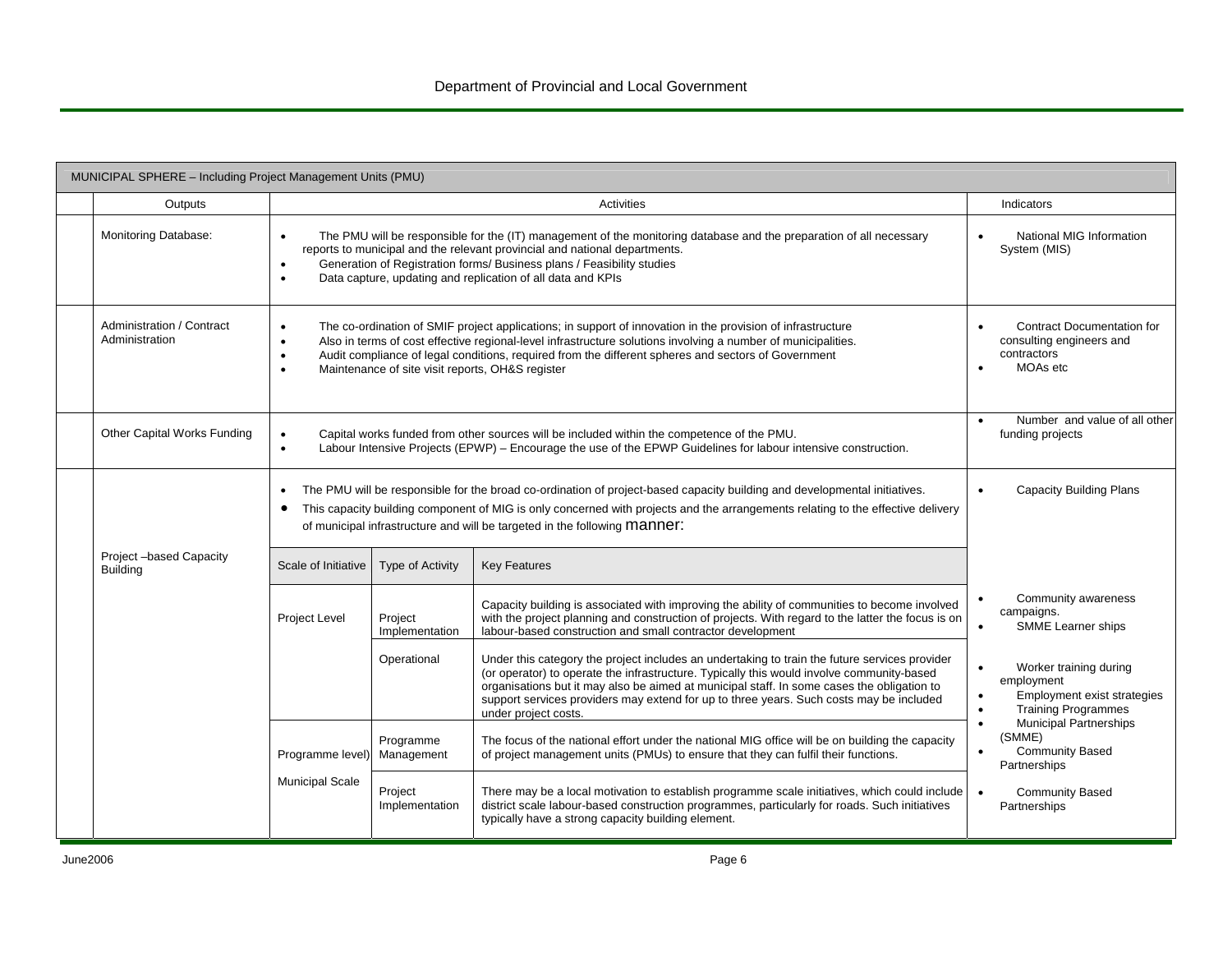| MUNICIPAL SPHERE – Including Project Management Units (PMU) | | | | |
|---|---|---|---|---|
| Outputs | Activities | | | Indicators |
| Monitoring Database: | • The PMU will be responsible for the (IT) management of the monitoring database and the preparation of all necessary reports to municipal and the relevant provincial and national departments.<br>• Generation of Registration forms/ Business plans / Feasibility studies<br>• Data capture, updating and replication of all data and KPIs | | | • National MIG Information System (MIS) |
| Administration / Contract Administration | • The co-ordination of SMIF project applications; in support of innovation in the provision of infrastructure<br>• Also in terms of cost effective regional-level infrastructure solutions involving a number of municipalities.<br>• Audit compliance of legal conditions, required from the different spheres and sectors of Government<br>• Maintenance of site visit reports, OH&S register | | | • Contract Documentation for consulting engineers and contractors<br>• MOAs etc |
| Other Capital Works Funding | • Capital works funded from other sources will be included within the competence of the PMU.<br>• Labour Intensive Projects (EPWP) – Encourage the use of the EPWP Guidelines for labour intensive construction. | | | • Number and value of all other funding projects |
| Project –based Capacity Building | • The PMU will be responsible for the broad co-ordination of project-based capacity building and developmental initiatives.<br>• This capacity building component of MIG is only concerned with projects and the arrangements relating to the effective delivery of municipal infrastructure and will be targeted in the following manner: | | | • Capacity Building Plans |
| | Scale of Initiative | Type of Activity | Key Features | |
| | Project Level | Project Implementation | Capacity building is associated with improving the ability of communities to become involved with the project planning and construction of projects. With regard to the latter the focus is on labour-based construction and small contractor development | • Community awareness campaigns.<br>• SMME Learner ships |
| | | Operational | Under this category the project includes an undertaking to train the future services provider (or operator) to operate the infrastructure. Typically this would involve community-based organisations but it may also be aimed at municipal staff. In some cases the obligation to support services providers may extend for up to three years. Such costs may be included under project costs. | • Worker training during employment<br>• Employment exist strategies<br>• Training Programmes<br>• Municipal Partnerships (SMME)<br>• Community Based Partnerships |
| | Programme level)<br><br>Municipal Scale | Programme Management | The focus of the national effort under the national MIG office will be on building the capacity of project management units (PMUs) to ensure that they can fulfil their functions. | |
| | | Project Implementation | There may be a local motivation to establish programme scale initiatives, which could include district scale labour-based construction programmes, particularly for roads. Such initiatives typically have a strong capacity building element. | • Community Based Partnerships |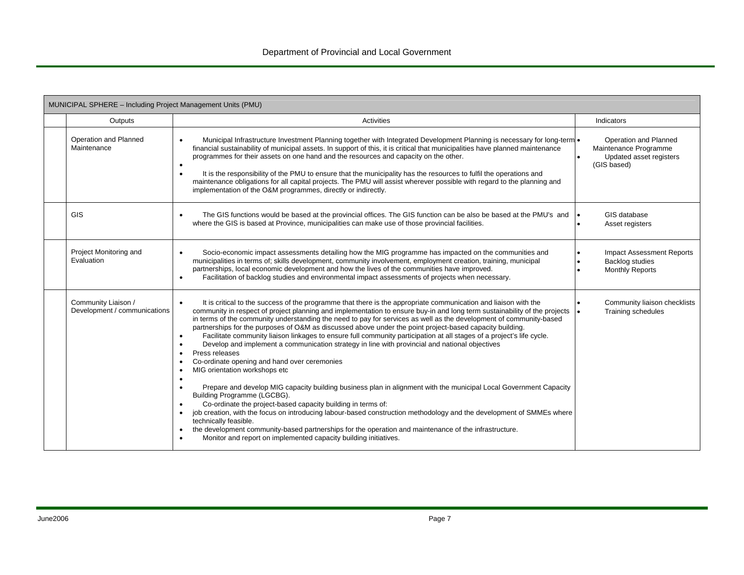| MUNICIPAL SPHERE – Including Project Management Units (PMU) | | | |
|---|---|---|---|
| | Outputs | Activities | Indicators |
| | Operation and Planned Maintenance | • Municipal Infrastructure Investment Planning together with Integrated Development Planning is necessary for long-term financial sustainability of municipal assets. In support of this, it is critical that municipalities have planned maintenance programmes for their assets on one hand and the resources and capacity on the other.<br>•<br>• It is the responsibility of the PMU to ensure that the municipality has the resources to fulfil the operations and maintenance obligations for all capital projects. The PMU will assist wherever possible with regard to the planning and implementation of the O&M programmes, directly or indirectly. | • Operation and Planned Maintenance Programme<br>• Updated asset registers (GIS based) |
| | GIS | • The GIS functions would be based at the provincial offices. The GIS function can be also be based at the PMU's and where the GIS is based at Province, municipalities can make use of those provincial facilities. | • GIS database<br>• Asset registers |
| | Project Monitoring and Evaluation | • Socio-economic impact assessments detailing how the MIG programme has impacted on the communities and municipalities in terms of; skills development, community involvement, employment creation, training, municipal partnerships, local economic development and how the lives of the communities have improved.<br>• Facilitation of backlog studies and environmental impact assessments of projects when necessary. | • Impact Assessment Reports<br>• Backlog studies<br>• Monthly Reports |
| | Community Liaison / Development / communications | • It is critical to the success of the programme that there is the appropriate communication and liaison with the community in respect of project planning and implementation to ensure buy-in and long term sustainability of the projects in terms of the community understanding the need to pay for services as well as the development of community-based partnerships for the purposes of O&M as discussed above under the point project-based capacity building.<br>• Facilitate community liaison linkages to ensure full community participation at all stages of a project's life cycle.<br>• Develop and implement a communication strategy in line with provincial and national objectives<br>• Press releases<br>• Co-ordinate opening and hand over ceremonies<br>• MIG orientation workshops etc<br>•<br>• Prepare and develop MIG capacity building business plan in alignment with the municipal Local Government Capacity Building Programme (LGCBG).<br>• Co-ordinate the project-based capacity building in terms of:<br>• job creation, with the focus on introducing labour-based construction methodology and the development of SMMEs where technically feasible.<br>• the development community-based partnerships for the operation and maintenance of the infrastructure.<br>• Monitor and report on implemented capacity building initiatives. | • Community liaison checklists<br>• Training schedules |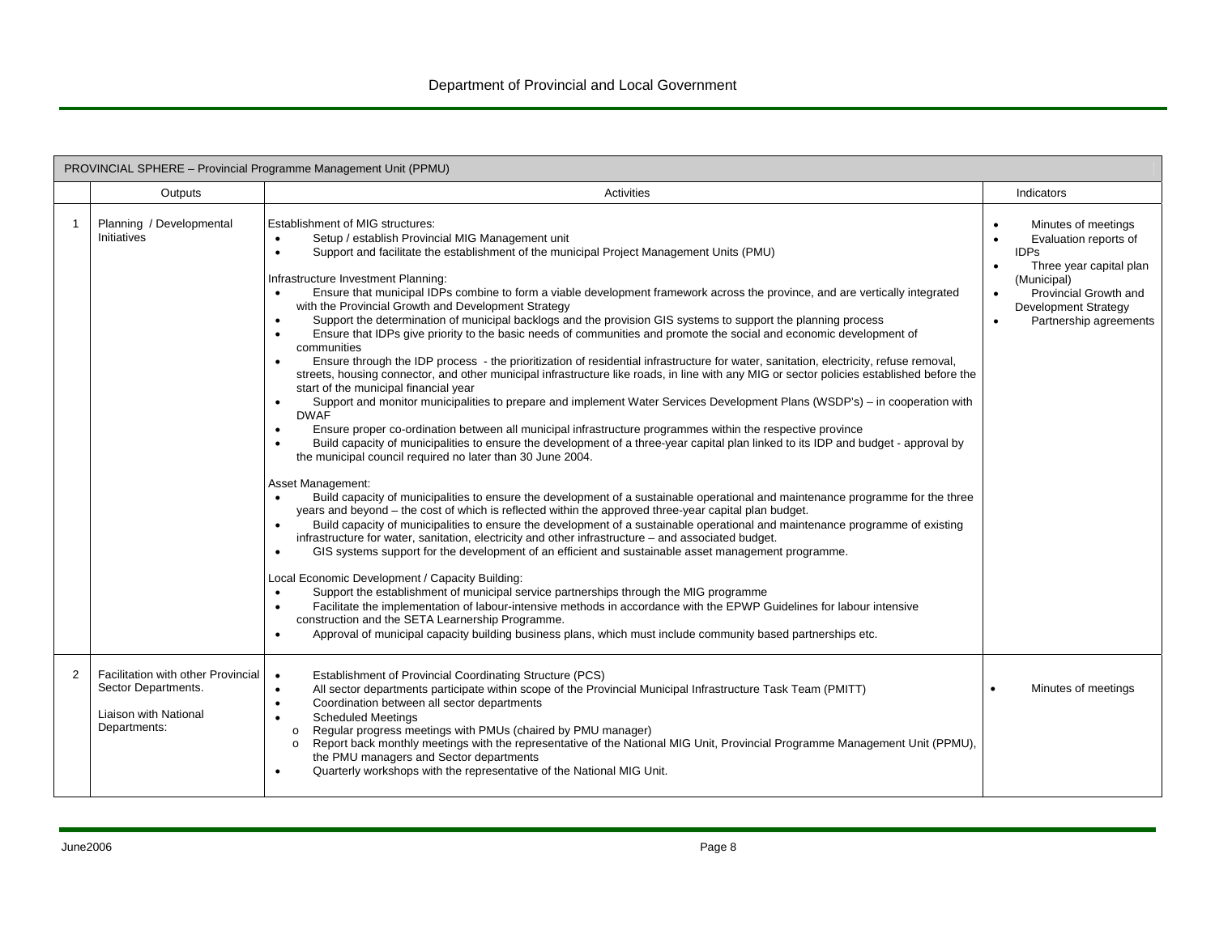| PROVINCIAL SPHERE – Provincial Programme Management Unit (PPMU) | | | |
|---|---|---|---|
| | Outputs | Activities | Indicators |
| 1 | Planning / Developmental Initiatives | Establishment of MIG structures:<br>• Setup / establish Provincial MIG Management unit<br>• Support and facilitate the establishment of the municipal Project Management Units (PMU)<br><br>Infrastructure Investment Planning:<br>• Ensure that municipal IDPs combine to form a viable development framework across the province, and are vertically integrated with the Provincial Growth and Development Strategy<br>• Support the determination of municipal backlogs and the provision GIS systems to support the planning process<br>• Ensure that IDPs give priority to the basic needs of communities and promote the social and economic development of communities<br>• Ensure through the IDP process - the prioritization of residential infrastructure for water, sanitation, electricity, refuse removal, streets, housing connector, and other municipal infrastructure like roads, in line with any MIG or sector policies established before the start of the municipal financial year<br>• Support and monitor municipalities to prepare and implement Water Services Development Plans (WSDP's) – in cooperation with DWAF<br>• Ensure proper co-ordination between all municipal infrastructure programmes within the respective province<br>• Build capacity of municipalities to ensure the development of a three-year capital plan linked to its IDP and budget - approval by the municipal council required no later than 30 June 2004.<br><br>Asset Management:<br>• Build capacity of municipalities to ensure the development of a sustainable operational and maintenance programme for the three years and beyond – the cost of which is reflected within the approved three-year capital plan budget.<br>• Build capacity of municipalities to ensure the development of a sustainable operational and maintenance programme of existing infrastructure for water, sanitation, electricity and other infrastructure – and associated budget.<br>• GIS systems support for the development of an efficient and sustainable asset management programme.<br><br>Local Economic Development / Capacity Building:<br>• Support the establishment of municipal service partnerships through the MIG programme<br>• Facilitate the implementation of labour-intensive methods in accordance with the EPWP Guidelines for labour intensive construction and the SETA Learnership Programme.<br>• Approval of municipal capacity building business plans, which must include community based partnerships etc. | • Minutes of meetings<br>• Evaluation reports of IDPs<br>• Three year capital plan (Municipal)<br>• Provincial Growth and Development Strategy<br>• Partnership agreements |
| 2 | Facilitation with other Provincial Sector Departments.<br><br>Liaison with National Departments: | • Establishment of Provincial Coordinating Structure (PCS)<br>• All sector departments participate within scope of the Provincial Municipal Infrastructure Task Team (PMITT)<br>• Coordination between all sector departments<br>• Scheduled Meetings<br>  o Regular progress meetings with PMUs (chaired by PMU manager)<br>  o Report back monthly meetings with the representative of the National MIG Unit, Provincial Programme Management Unit (PPMU), the PMU managers and Sector departments<br>• Quarterly workshops with the representative of the National MIG Unit. | • Minutes of meetings |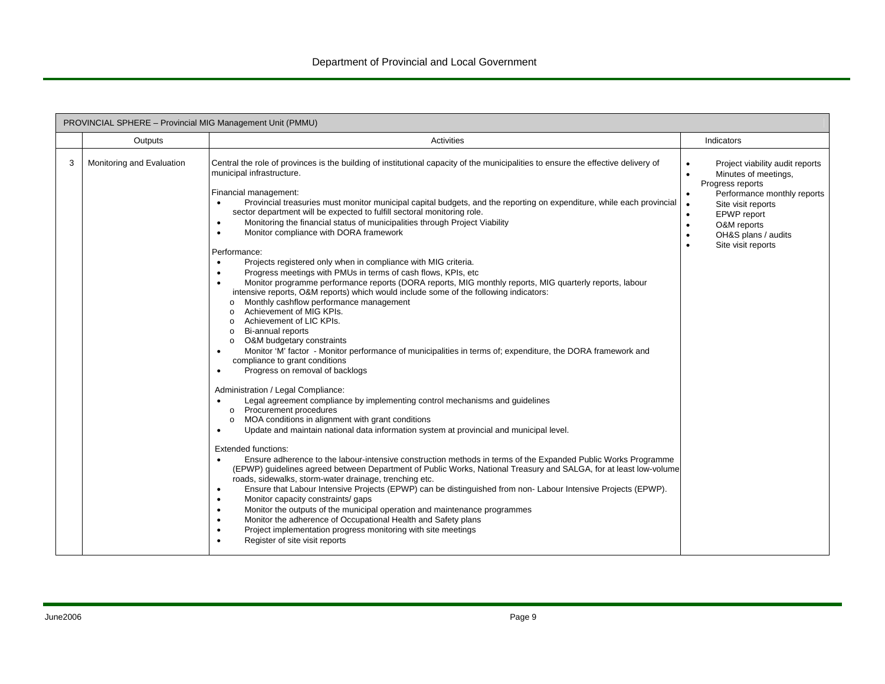| PROVINCIAL SPHERE – Provincial MIG Management Unit (PMMU) | | | |
|---|---|---|---|
| | Outputs | Activities | Indicators |
| 3 | Monitoring and Evaluation | Central the role of provinces is the building of institutional capacity of the municipalities to ensure the effective delivery of municipal infrastructure.<br><br>Financial management:<br>• Provincial treasuries must monitor municipal capital budgets, and the reporting on expenditure, while each provincial sector department will be expected to fulfill sectoral monitoring role.<br>• Monitoring the financial status of municipalities through Project Viability<br>• Monitor compliance with DORA framework<br><br>Performance:<br>• Projects registered only when in compliance with MIG criteria.<br>• Progress meetings with PMUs in terms of cash flows, KPIs, etc<br>• Monitor programme performance reports (DORA reports, MIG monthly reports, MIG quarterly reports, labour intensive reports, O&M reports) which would include some of the following indicators:<br>o Monthly cashflow performance management<br>o Achievement of MIG KPIs.<br>o Achievement of LIC KPIs.<br>o Bi-annual reports<br>o O&M budgetary constraints<br>• Monitor 'M' factor - Monitor performance of municipalities in terms of; expenditure, the DORA framework and compliance to grant conditions<br>• Progress on removal of backlogs<br><br>Administration / Legal Compliance:<br>• Legal agreement compliance by implementing control mechanisms and guidelines<br>o Procurement procedures<br>o MOA conditions in alignment with grant conditions<br>• Update and maintain national data information system at provincial and municipal level.<br><br>Extended functions:<br>• Ensure adherence to the labour-intensive construction methods in terms of the Expanded Public Works Programme (EPWP) guidelines agreed between Department of Public Works, National Treasury and SALGA, for at least low-volume roads, sidewalks, storm-water drainage, trenching etc.<br>• Ensure that Labour Intensive Projects (EPWP) can be distinguished from non- Labour Intensive Projects (EPWP).<br>• Monitor capacity constraints/ gaps<br>• Monitor the outputs of the municipal operation and maintenance programmes<br>• Monitor the adherence of Occupational Health and Safety plans<br>• Project implementation progress monitoring with site meetings<br>• Register of site visit reports | • Project viability audit reports<br>• Minutes of meetings, Progress reports<br>• Performance monthly reports<br>• Site visit reports<br>• EPWP report<br>• O&M reports<br>• OH&S plans / audits<br>• Site visit reports |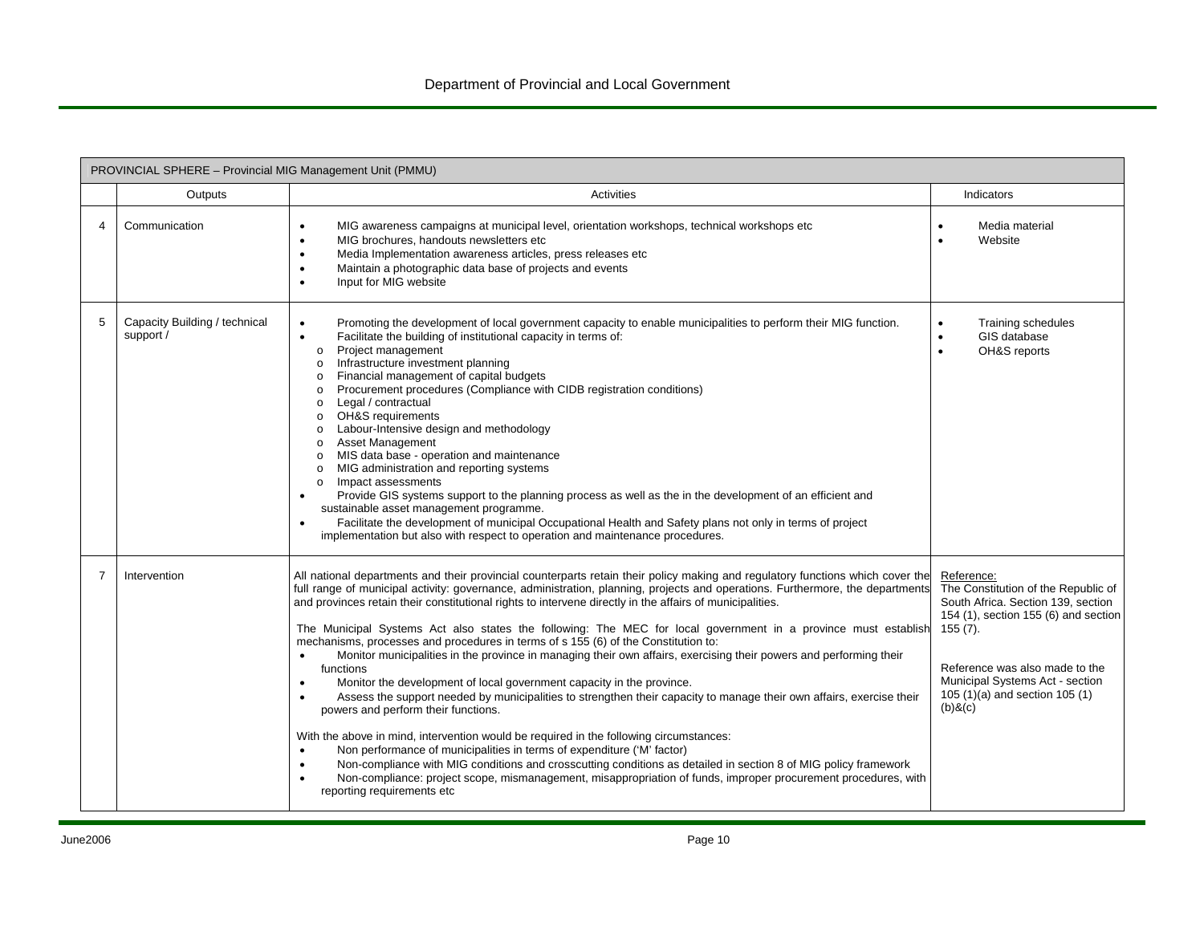| PROVINCIAL SPHERE – Provincial MIG Management Unit (PMMU) | | | |
|---|---|---|---|
| | Outputs | Activities | Indicators |
| 4 | Communication | • MIG awareness campaigns at municipal level, orientation workshops, technical workshops etc<br>• MIG brochures, handouts newsletters etc<br>• Media Implementation awareness articles, press releases etc<br>• Maintain a photographic data base of projects and events<br>• Input for MIG website | • Media material<br>• Website |
| 5 | Capacity Building / technical support / | • Promoting the development of local government capacity to enable municipalities to perform their MIG function.<br>• Facilitate the building of institutional capacity in terms of:<br>o Project management<br>o Infrastructure investment planning<br>o Financial management of capital budgets<br>o Procurement procedures (Compliance with CIDB registration conditions)<br>o Legal / contractual<br>o OH&S requirements<br>o Labour-Intensive design and methodology<br>o Asset Management<br>o MIS data base - operation and maintenance<br>o MIG administration and reporting systems<br>o Impact assessments<br>• Provide GIS systems support to the planning process as well as the in the development of an efficient and sustainable asset management programme.<br>• Facilitate the development of municipal Occupational Health and Safety plans not only in terms of project implementation but also with respect to operation and maintenance procedures. | • Training schedules<br>• GIS database<br>• OH&S reports |
| 7 | Intervention | All national departments and their provincial counterparts retain their policy making and regulatory functions which cover the full range of municipal activity: governance, administration, planning, projects and operations. Furthermore, the departments and provinces retain their constitutional rights to intervene directly in the affairs of municipalities.<br><br>The Municipal Systems Act also states the following: The MEC for local government in a province must establish mechanisms, processes and procedures in terms of s 155 (6) of the Constitution to:<br>• Monitor municipalities in the province in managing their own affairs, exercising their powers and performing their functions<br>• Monitor the development of local government capacity in the province.<br>• Assess the support needed by municipalities to strengthen their capacity to manage their own affairs, exercise their powers and perform their functions.<br><br>With the above in mind, intervention would be required in the following circumstances:<br>• Non performance of municipalities in terms of expenditure ('M' factor)<br>• Non-compliance with MIG conditions and crosscutting conditions as detailed in section 8 of MIG policy framework<br>• Non-compliance: project scope, mismanagement, misappropriation of funds, improper procurement procedures, with reporting requirements etc | Reference:<br>The Constitution of the Republic of South Africa. Section 139, section 154 (1), section 155 (6) and section 155 (7).<br><br>Reference was also made to the Municipal Systems Act - section 105 (1)(a) and section 105 (1)(b)&(c) |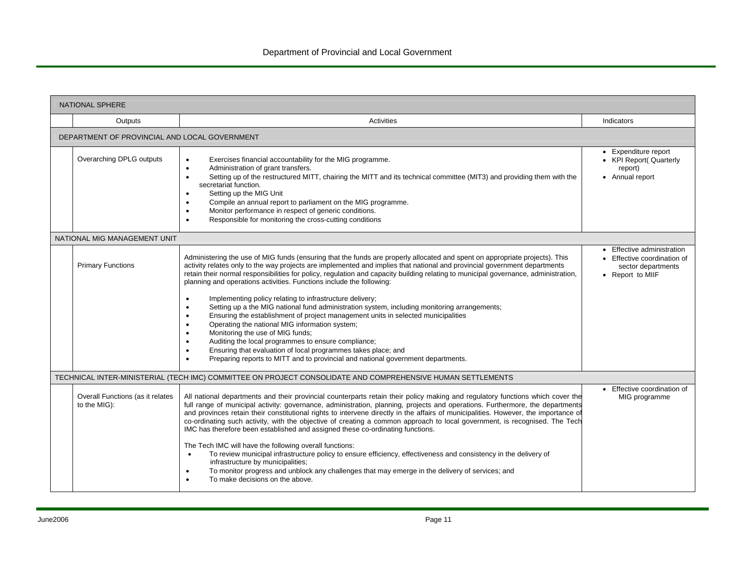| NATIONAL SPHERE | | |
|---|---|---|
| **Outputs** | **Activities** | **Indicators** |
| **DEPARTMENT OF PROVINCIAL AND LOCAL GOVERNMENT** | | |
| Overarching DPLG outputs | • Exercises financial accountability for the MIG programme.<br>• Administration of grant transfers.<br>• Setting up of the restructured MITT, chairing the MITT and its technical committee (MIT3) and providing them with the secretariat function.<br>• Setting up the MIG Unit<br>• Compile an annual report to parliament on the MIG programme.<br>• Monitor performance in respect of generic conditions.<br>• Responsible for monitoring the cross-cutting conditions | • Expenditure report<br>• KPI Report( Quarterly report)<br>• Annual report |
| **NATIONAL MIG MANAGEMENT UNIT** | | |
| Primary Functions | Administering the use of MIG funds (ensuring that the funds are properly allocated and spent on appropriate projects). This activity relates only to the way projects are implemented and implies that national and provincial government departments retain their normal responsibilities for policy, regulation and capacity building relating to municipal governance, administration, planning and operations activities. Functions include the following:<br><br>• Implementing policy relating to infrastructure delivery;<br>• Setting up a the MIG national fund administration system, including monitoring arrangements;<br>• Ensuring the establishment of project management units in selected municipalities<br>• Operating the national MIG information system;<br>• Monitoring the use of MIG funds;<br>• Auditing the local programmes to ensure compliance;<br>• Ensuring that evaluation of local programmes takes place; and<br>• Preparing reports to MITT and to provincial and national government departments. | • Effective administration<br>• Effective coordination of sector departments<br>• Report to MIIF |
| **TECHNICAL INTER-MINISTERIAL (TECH IMC) COMMITTEE ON PROJECT CONSOLIDATE AND COMPREHENSIVE HUMAN SETTLEMENTS** | | |
| Overall Functions (as it relates to the MIG): | All national departments and their provincial counterparts retain their policy making and regulatory functions which cover the full range of municipal activity: governance, administration, planning, projects and operations. Furthermore, the departments and provinces retain their constitutional rights to intervene directly in the affairs of municipalities. However, the importance of co-ordinating such activity, with the objective of creating a common approach to local government, is recognised. The Tech IMC has therefore been established and assigned these co-ordinating functions.<br><br>The Tech IMC will have the following overall functions:<br>• To review municipal infrastructure policy to ensure efficiency, effectiveness and consistency in the delivery of infrastructure by municipalities;<br>• To monitor progress and unblock any challenges that may emerge in the delivery of services; and<br>• To make decisions on the above. | • Effective coordination of MIG programme |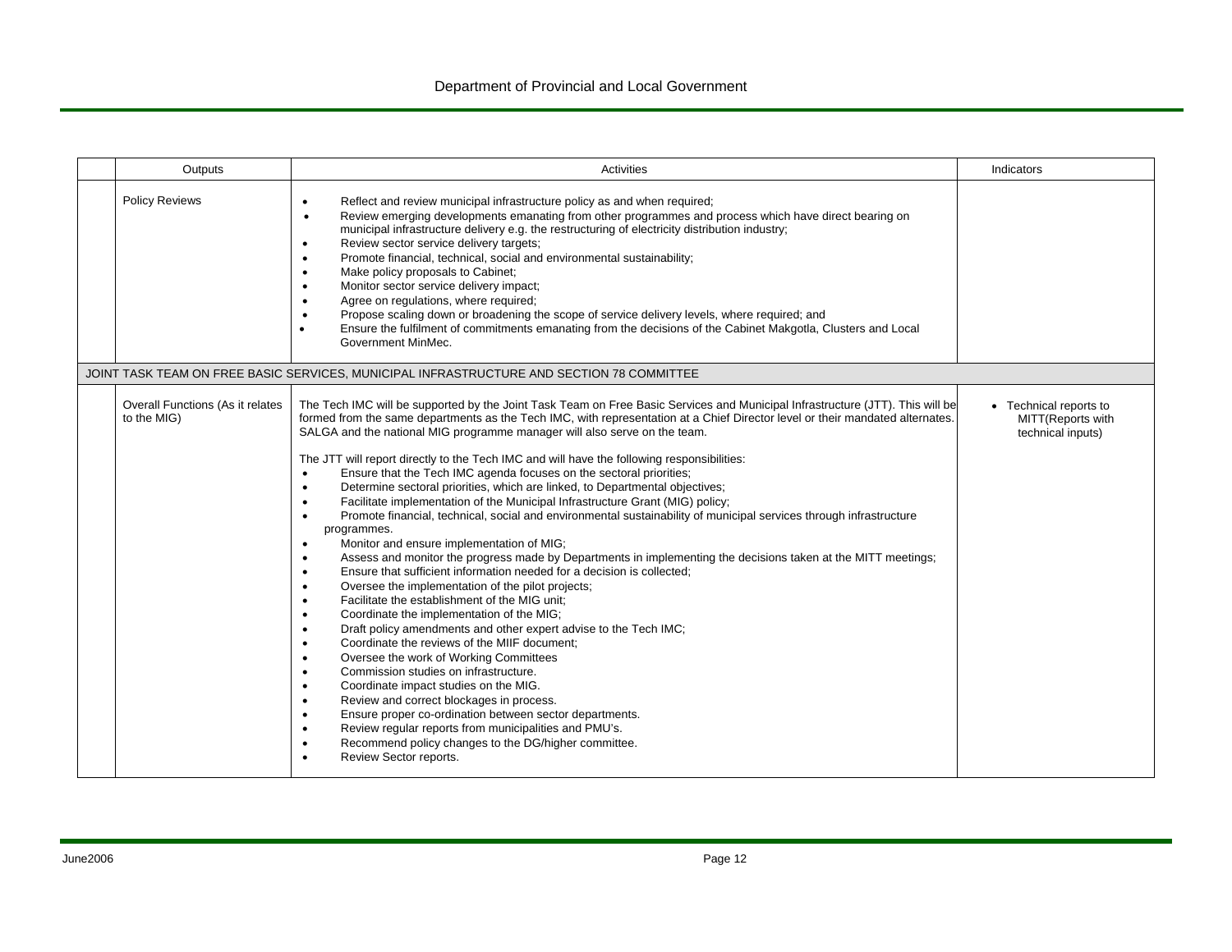| | Outputs | Activities | Indicators |
|---|---|---|---|
| | Policy Reviews | • Reflect and review municipal infrastructure policy as and when required;<br>• Review emerging developments emanating from other programmes and process which have direct bearing on municipal infrastructure delivery e.g. the restructuring of electricity distribution industry;<br>• Review sector service delivery targets;<br>• Promote financial, technical, social and environmental sustainability;<br>• Make policy proposals to Cabinet;<br>• Monitor sector service delivery impact;<br>• Agree on regulations, where required;<br>• Propose scaling down or broadening the scope of service delivery levels, where required; and<br>• Ensure the fulfilment of commitments emanating from the decisions of the Cabinet Makgotla, Clusters and Local Government MinMec. | |
| JOINT TASK TEAM ON FREE BASIC SERVICES, MUNICIPAL INFRASTRUCTURE AND SECTION 78 COMMITTEE | | | |
| | Overall Functions (As it relates to the MIG) | The Tech IMC will be supported by the Joint Task Team on Free Basic Services and Municipal Infrastructure (JTT). This will be formed from the same departments as the Tech IMC, with representation at a Chief Director level or their mandated alternates. SALGA and the national MIG programme manager will also serve on the team.<br><br>The JTT will report directly to the Tech IMC and will have the following responsibilities:<br>• Ensure that the Tech IMC agenda focuses on the sectoral priorities;<br>• Determine sectoral priorities, which are linked, to Departmental objectives;<br>• Facilitate implementation of the Municipal Infrastructure Grant (MIG) policy;<br>• Promote financial, technical, social and environmental sustainability of municipal services through infrastructure programmes.<br>• Monitor and ensure implementation of MIG;<br>• Assess and monitor the progress made by Departments in implementing the decisions taken at the MITT meetings;<br>• Ensure that sufficient information needed for a decision is collected;<br>• Oversee the implementation of the pilot projects;<br>• Facilitate the establishment of the MIG unit;<br>• Coordinate the implementation of the MIG;<br>• Draft policy amendments and other expert advise to the Tech IMC;<br>• Coordinate the reviews of the MIIF document;<br>• Oversee the work of Working Committees<br>• Commission studies on infrastructure.<br>• Coordinate impact studies on the MIG.<br>• Review and correct blockages in process.<br>• Ensure proper co-ordination between sector departments.<br>• Review regular reports from municipalities and PMU's.<br>• Recommend policy changes to the DG/higher committee.<br>• Review Sector reports. | • Technical reports to MITT(Reports with technical inputs) |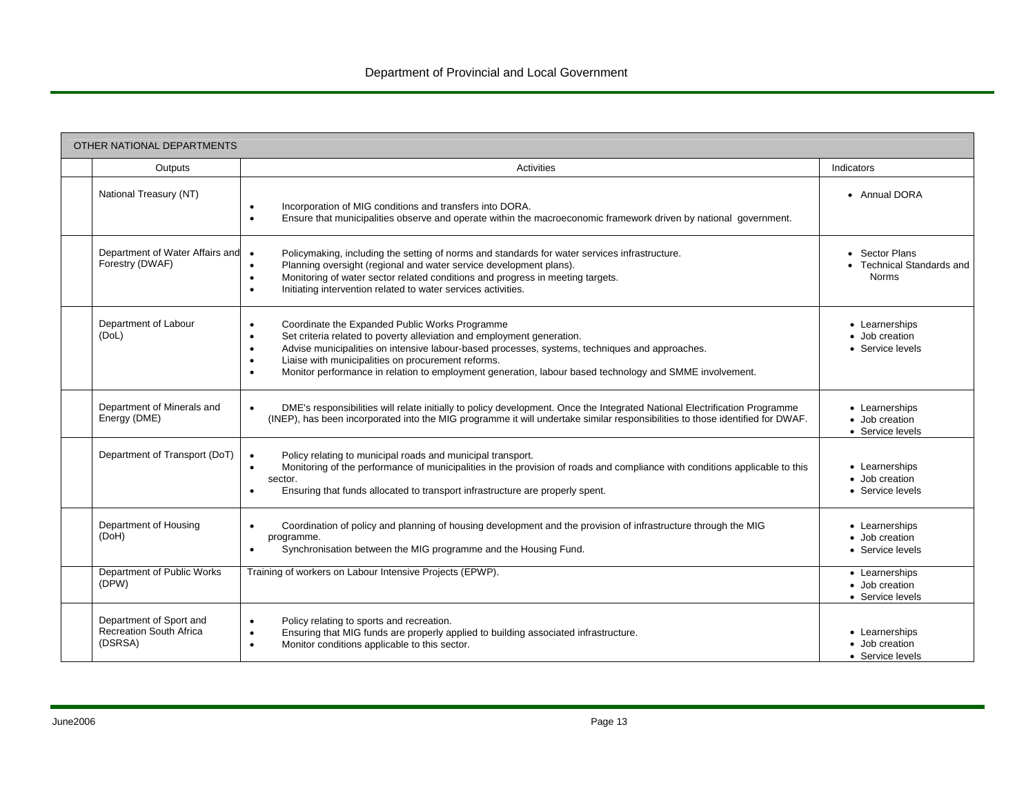| OTHER NATIONAL DEPARTMENTS | | | |
|---|---|---|---|
| | Outputs | Activities | Indicators |
| | National Treasury (NT) | • Incorporation of MIG conditions and transfers into DORA.<br>• Ensure that municipalities observe and operate within the macroeconomic framework driven by national government. | • Annual DORA |
| | Department of Water Affairs and Forestry (DWAF) | • Policymaking, including the setting of norms and standards for water services infrastructure.<br>• Planning oversight (regional and water service development plans).<br>• Monitoring of water sector related conditions and progress in meeting targets.<br>• Initiating intervention related to water services activities. | • Sector Plans<br>• Technical Standards and Norms |
| | Department of Labour (DoL) | • Coordinate the Expanded Public Works Programme<br>• Set criteria related to poverty alleviation and employment generation.<br>• Advise municipalities on intensive labour-based processes, systems, techniques and approaches.<br>• Liaise with municipalities on procurement reforms.<br>• Monitor performance in relation to employment generation, labour based technology and SMME involvement. | • Learnerships<br>• Job creation<br>• Service levels |
| | Department of Minerals and Energy (DME) | • DME's responsibilities will relate initially to policy development. Once the Integrated National Electrification Programme (INEP), has been incorporated into the MIG programme it will undertake similar responsibilities to those identified for DWAF. | • Learnerships<br>• Job creation<br>• Service levels |
| | Department of Transport (DoT) | • Policy relating to municipal roads and municipal transport.<br>• Monitoring of the performance of municipalities in the provision of roads and compliance with conditions applicable to this sector.<br>• Ensuring that funds allocated to transport infrastructure are properly spent. | • Learnerships<br>• Job creation<br>• Service levels |
| | Department of Housing (DoH) | • Coordination of policy and planning of housing development and the provision of infrastructure through the MIG programme.<br>• Synchronisation between the MIG programme and the Housing Fund. | • Learnerships<br>• Job creation<br>• Service levels |
| | Department of Public Works (DPW) | Training of workers on Labour Intensive Projects (EPWP). | • Learnerships<br>• Job creation<br>• Service levels |
| | Department of Sport and Recreation South Africa (DSRSA) | • Policy relating to sports and recreation.<br>• Ensuring that MIG funds are properly applied to building associated infrastructure.<br>• Monitor conditions applicable to this sector. | • Learnerships<br>• Job creation<br>• Service levels |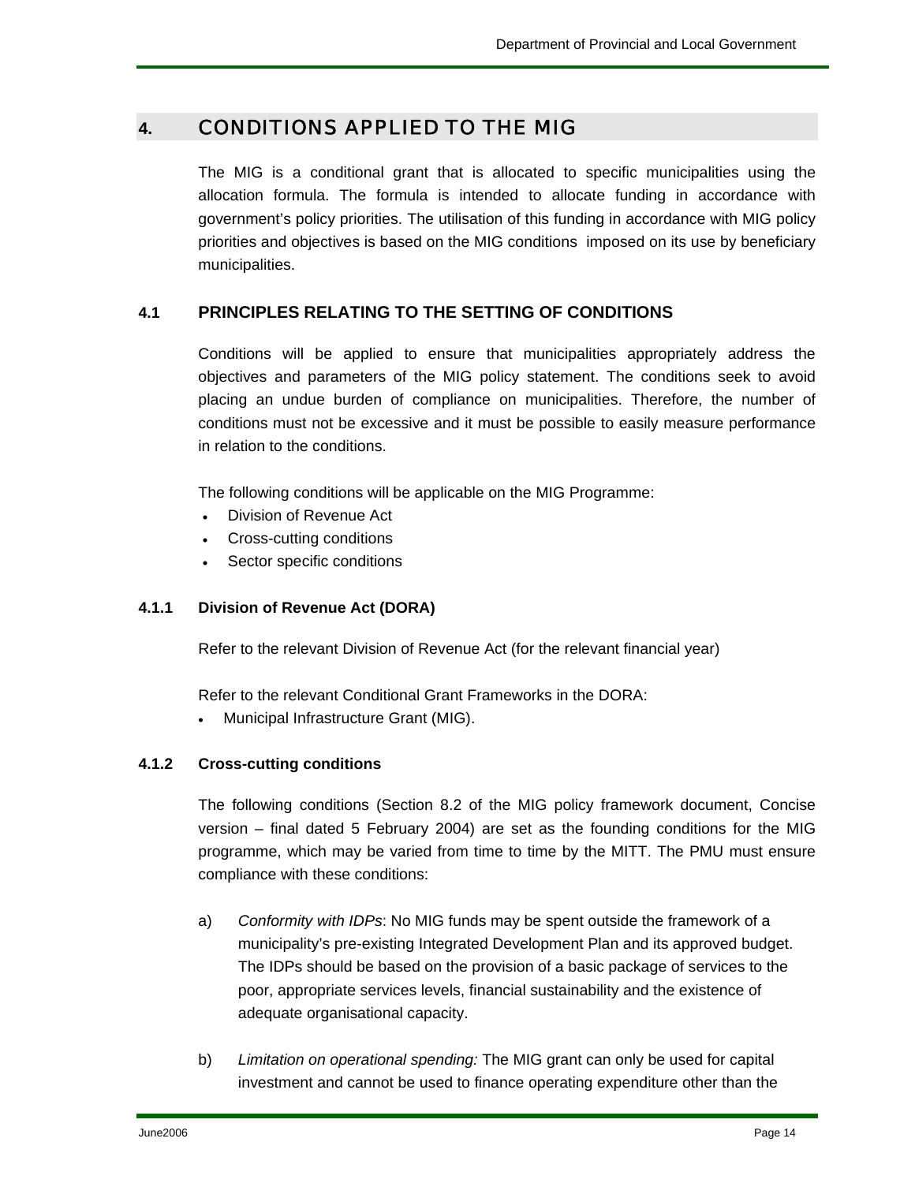## 4. CONDITIONS APPLIED TO THE MIG

The MIG is a conditional grant that is allocated to specific municipalities using the allocation formula. The formula is intended to allocate funding in accordance with government's policy priorities. The utilisation of this funding in accordance with MIG policy priorities and objectives is based on the MIG conditions imposed on its use by beneficiary municipalities.

### 4.1 PRINCIPLES RELATING TO THE SETTING OF CONDITIONS

Conditions will be applied to ensure that municipalities appropriately address the objectives and parameters of the MIG policy statement. The conditions seek to avoid placing an undue burden of compliance on municipalities. Therefore, the number of conditions must not be excessive and it must be possible to easily measure performance in relation to the conditions.

The following conditions will be applicable on the MIG Programme:

- Division of Revenue Act
- Cross-cutting conditions
- Sector specific conditions

#### 4.1.1 Division of Revenue Act (DORA)

Refer to the relevant Division of Revenue Act (for the relevant financial year)

Refer to the relevant Conditional Grant Frameworks in the DORA:

- Municipal Infrastructure Grant (MIG).

#### 4.1.2 Cross-cutting conditions

The following conditions (Section 8.2 of the MIG policy framework document, Concise version – final dated 5 February 2004) are set as the founding conditions for the MIG programme, which may be varied from time to time by the MITT. The PMU must ensure compliance with these conditions:

a) *Conformity with IDPs*: No MIG funds may be spent outside the framework of a municipality's pre-existing Integrated Development Plan and its approved budget. The IDPs should be based on the provision of a basic package of services to the poor, appropriate services levels, financial sustainability and the existence of adequate organisational capacity.

b) *Limitation on operational spending:* The MIG grant can only be used for capital investment and cannot be used to finance operating expenditure other than the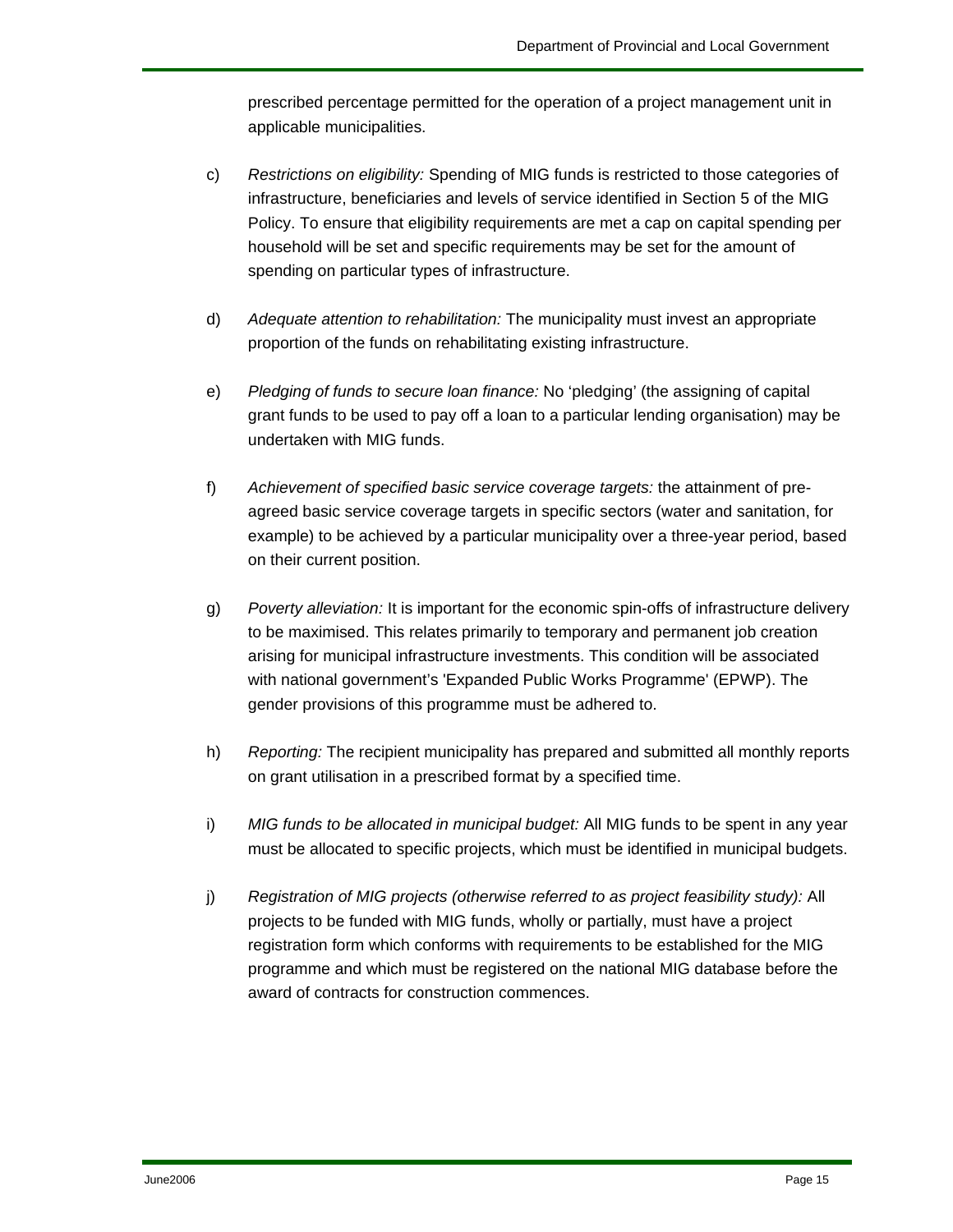prescribed percentage permitted for the operation of a project management unit in applicable municipalities.

c) *Restrictions on eligibility:* Spending of MIG funds is restricted to those categories of infrastructure, beneficiaries and levels of service identified in Section 5 of the MIG Policy. To ensure that eligibility requirements are met a cap on capital spending per household will be set and specific requirements may be set for the amount of spending on particular types of infrastructure.

d) *Adequate attention to rehabilitation:* The municipality must invest an appropriate proportion of the funds on rehabilitating existing infrastructure.

e) *Pledging of funds to secure loan finance:* No 'pledging' (the assigning of capital grant funds to be used to pay off a loan to a particular lending organisation) may be undertaken with MIG funds.

f) *Achievement of specified basic service coverage targets:* the attainment of pre-agreed basic service coverage targets in specific sectors (water and sanitation, for example) to be achieved by a particular municipality over a three-year period, based on their current position.

g) *Poverty alleviation:* It is important for the economic spin-offs of infrastructure delivery to be maximised. This relates primarily to temporary and permanent job creation arising for municipal infrastructure investments. This condition will be associated with national government's 'Expanded Public Works Programme' (EPWP). The gender provisions of this programme must be adhered to.

h) *Reporting:* The recipient municipality has prepared and submitted all monthly reports on grant utilisation in a prescribed format by a specified time.

i) *MIG funds to be allocated in municipal budget:* All MIG funds to be spent in any year must be allocated to specific projects, which must be identified in municipal budgets.

j) *Registration of MIG projects (otherwise referred to as project feasibility study):* All projects to be funded with MIG funds, wholly or partially, must have a project registration form which conforms with requirements to be established for the MIG programme and which must be registered on the national MIG database before the award of contracts for construction commences.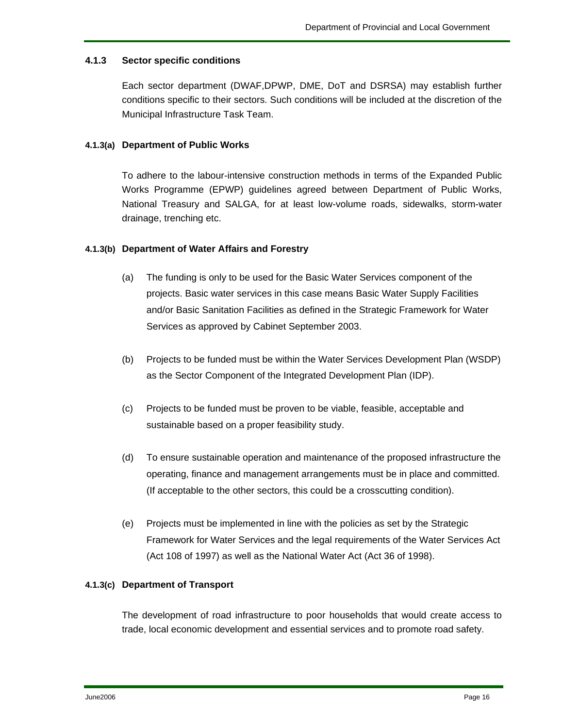### 4.1.3 Sector specific conditions

Each sector department (DWAF,DPWP, DME, DoT and DSRSA) may establish further conditions specific to their sectors. Such conditions will be included at the discretion of the Municipal Infrastructure Task Team.

#### 4.1.3(a) Department of Public Works

To adhere to the labour-intensive construction methods in terms of the Expanded Public Works Programme (EPWP) guidelines agreed between Department of Public Works, National Treasury and SALGA, for at least low-volume roads, sidewalks, storm-water drainage, trenching etc.

#### 4.1.3(b) Department of Water Affairs and Forestry

(a) The funding is only to be used for the Basic Water Services component of the projects. Basic water services in this case means Basic Water Supply Facilities and/or Basic Sanitation Facilities as defined in the Strategic Framework for Water Services as approved by Cabinet September 2003.

(b) Projects to be funded must be within the Water Services Development Plan (WSDP) as the Sector Component of the Integrated Development Plan (IDP).

(c) Projects to be funded must be proven to be viable, feasible, acceptable and sustainable based on a proper feasibility study.

(d) To ensure sustainable operation and maintenance of the proposed infrastructure the operating, finance and management arrangements must be in place and committed. (If acceptable to the other sectors, this could be a crosscutting condition).

(e) Projects must be implemented in line with the policies as set by the Strategic Framework for Water Services and the legal requirements of the Water Services Act (Act 108 of 1997) as well as the National Water Act (Act 36 of 1998).

#### 4.1.3(c) Department of Transport

The development of road infrastructure to poor households that would create access to trade, local economic development and essential services and to promote road safety.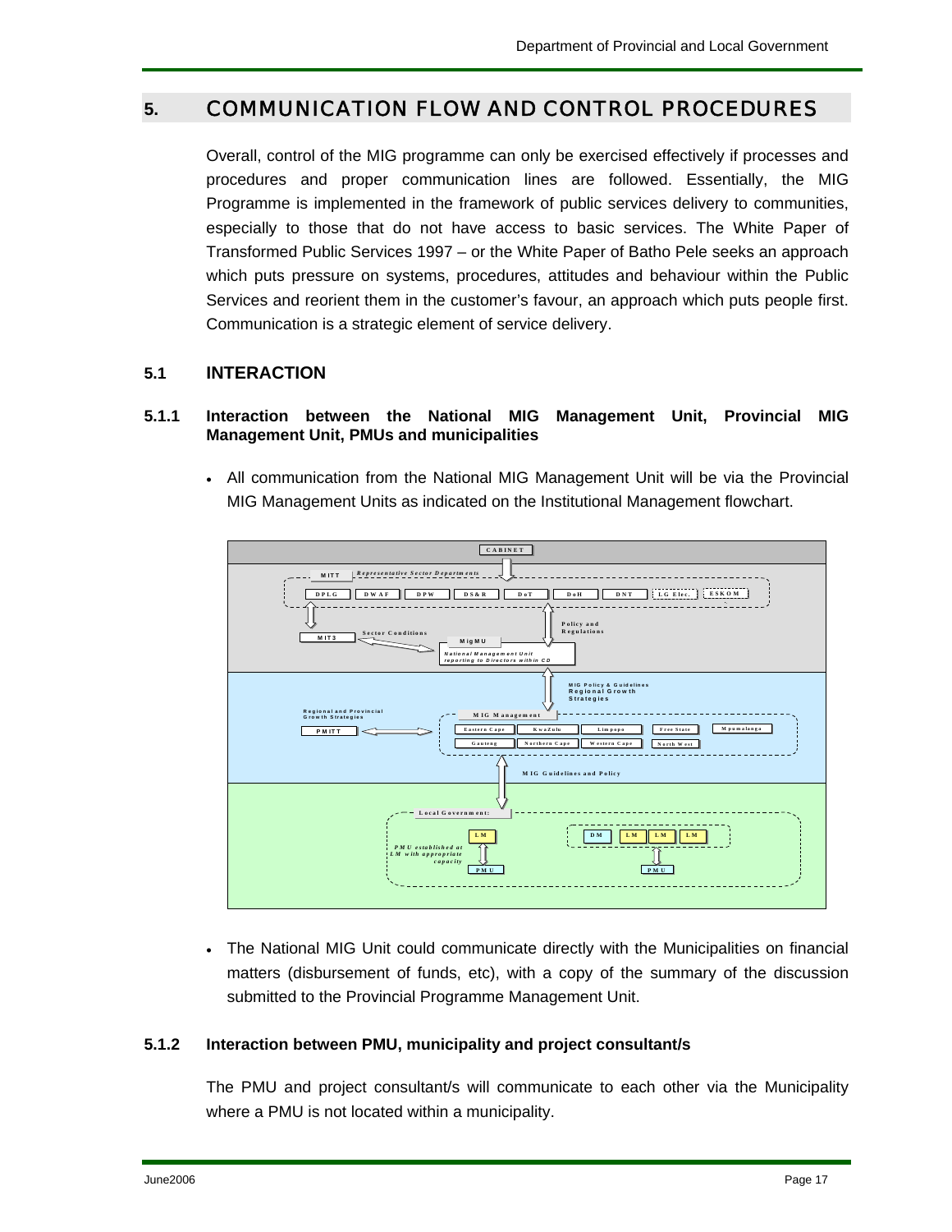# 5. COMMUNICATION FLOW AND CONTROL PROCEDURES

Overall, control of the MIG programme can only be exercised effectively if processes and procedures and proper communication lines are followed. Essentially, the MIG Programme is implemented in the framework of public services delivery to communities, especially to those that do not have access to basic services. The White Paper of Transformed Public Services 1997 – or the White Paper of Batho Pele seeks an approach which puts pressure on systems, procedures, attitudes and behaviour within the Public Services and reorient them in the customer's favour, an approach which puts people first. Communication is a strategic element of service delivery.

## 5.1 INTERACTION

### 5.1.1 Interaction between the National MIG Management Unit, Provincial MIG Management Unit, PMUs and municipalities

- All communication from the National MIG Management Unit will be via the Provincial MIG Management Units as indicated on the Institutional Management flowchart.

- The National MIG Unit could communicate directly with the Municipalities on financial matters (disbursement of funds, etc), with a copy of the summary of the discussion submitted to the Provincial Programme Management Unit.

### 5.1.2 Interaction between PMU, municipality and project consultant/s

The PMU and project consultant/s will communicate to each other via the Municipality where a PMU is not located within a municipality.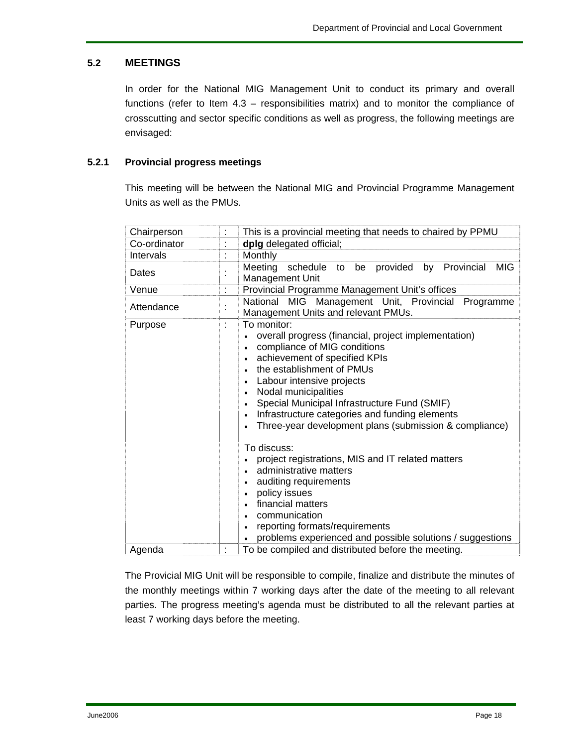## 5.2 MEETINGS

In order for the National MIG Management Unit to conduct its primary and overall functions (refer to Item 4.3 – responsibilities matrix) and to monitor the compliance of crosscutting and sector specific conditions as well as progress, the following meetings are envisaged:

### 5.2.1 Provincial progress meetings

This meeting will be between the National MIG and Provincial Programme Management Units as well as the PMUs.

| | | |
|---|---|---|
| Chairperson | : | This is a provincial meeting that needs to chaired by PPMU |
| Co-ordinator | : | **dplg** delegated official; |
| Intervals | : | Monthly |
| Dates | : | Meeting schedule to be provided by Provincial MIG Management Unit |
| Venue | : | Provincial Programme Management Unit's offices |
| Attendance | : | National MIG Management Unit, Provincial Programme Management Units and relevant PMUs. |
| Purpose | : | To monitor:<br>• overall progress (financial, project implementation)<br>• compliance of MIG conditions<br>• achievement of specified KPIs<br>• the establishment of PMUs<br>• Labour intensive projects<br>• Nodal municipalities<br>• Special Municipal Infrastructure Fund (SMIF)<br>• Infrastructure categories and funding elements<br>• Three-year development plans (submission & compliance)<br><br>To discuss:<br>• project registrations, MIS and IT related matters<br>• administrative matters<br>• auditing requirements<br>• policy issues<br>• financial matters<br>• communication<br>• reporting formats/requirements<br>• problems experienced and possible solutions / suggestions |
| Agenda | : | To be compiled and distributed before the meeting. |

The Provicial MIG Unit will be responsible to compile, finalize and distribute the minutes of the monthly meetings within 7 working days after the date of the meeting to all relevant parties. The progress meeting's agenda must be distributed to all the relevant parties at least 7 working days before the meeting.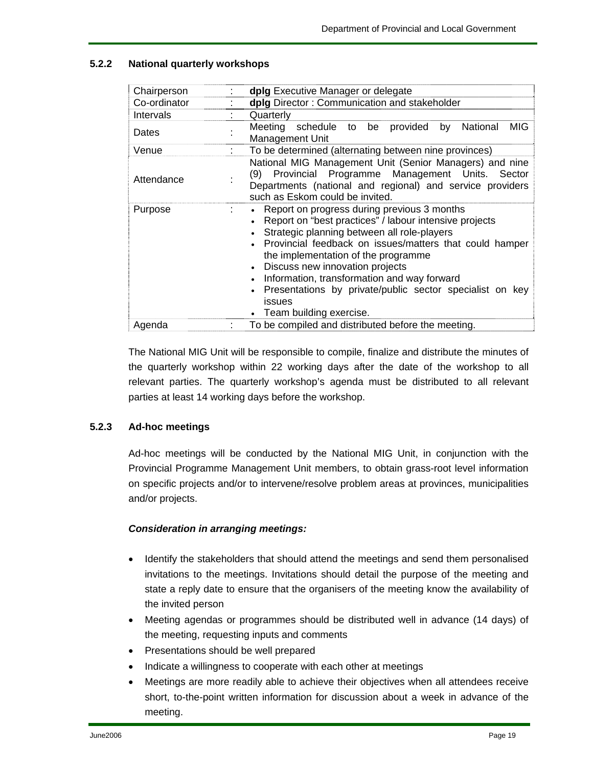### 5.2.2 National quarterly workshops

| | | |
|---|---|---|
| Chairperson | : | **dplg** Executive Manager or delegate |
| Co-ordinator | : | **dplg** Director : Communication and stakeholder |
| Intervals | : | Quarterly |
| Dates | : | Meeting schedule to be provided by National MIG Management Unit |
| Venue | : | To be determined (alternating between nine provinces) |
| Attendance | : | National MIG Management Unit (Senior Managers) and nine (9) Provincial Programme Management Units. Sector Departments (national and regional) and service providers such as Eskom could be invited. |
| Purpose | : | • Report on progress during previous 3 months<br>• Report on "best practices" / labour intensive projects<br>• Strategic planning between all role-players<br>• Provincial feedback on issues/matters that could hamper the implementation of the programme<br>• Discuss new innovation projects<br>• Information, transformation and way forward<br>• Presentations by private/public sector specialist on key issues<br>• Team building exercise. |
| Agenda | : | To be compiled and distributed before the meeting. |

The National MIG Unit will be responsible to compile, finalize and distribute the minutes of the quarterly workshop within 22 working days after the date of the workshop to all relevant parties. The quarterly workshop's agenda must be distributed to all relevant parties at least 14 working days before the workshop.

### 5.2.3 Ad-hoc meetings

Ad-hoc meetings will be conducted by the National MIG Unit, in conjunction with the Provincial Programme Management Unit members, to obtain grass-root level information on specific projects and/or to intervene/resolve problem areas at provinces, municipalities and/or projects.

***Consideration in arranging meetings:***

- Identify the stakeholders that should attend the meetings and send them personalised invitations to the meetings. Invitations should detail the purpose of the meeting and state a reply date to ensure that the organisers of the meeting know the availability of the invited person
- Meeting agendas or programmes should be distributed well in advance (14 days) of the meeting, requesting inputs and comments
- Presentations should be well prepared
- Indicate a willingness to cooperate with each other at meetings
- Meetings are more readily able to achieve their objectives when all attendees receive short, to-the-point written information for discussion about a week in advance of the meeting.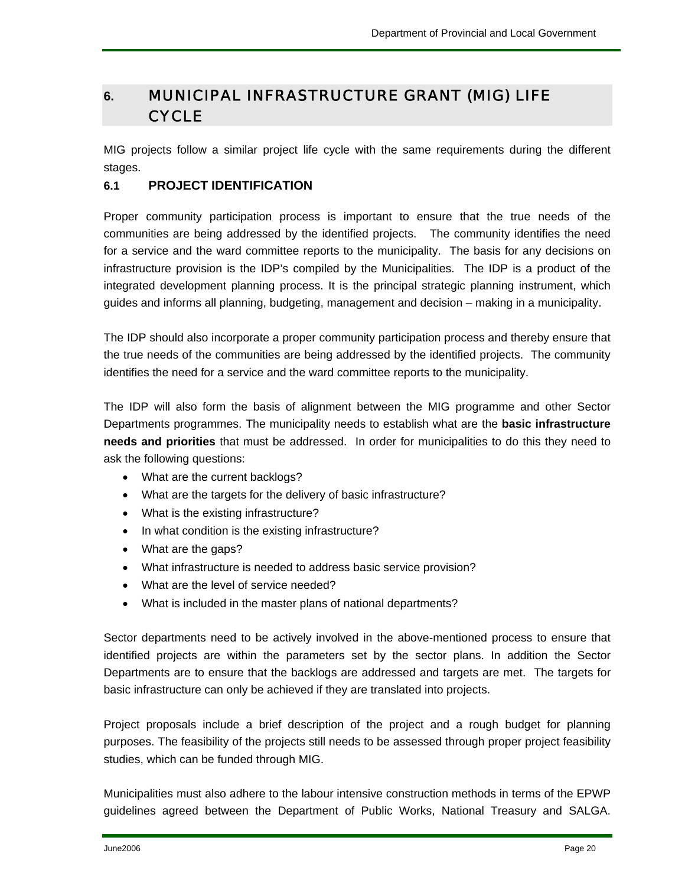# 6. MUNICIPAL INFRASTRUCTURE GRANT (MIG) LIFE CYCLE

MIG projects follow a similar project life cycle with the same requirements during the different stages.

## 6.1 PROJECT IDENTIFICATION

Proper community participation process is important to ensure that the true needs of the communities are being addressed by the identified projects. The community identifies the need for a service and the ward committee reports to the municipality. The basis for any decisions on infrastructure provision is the IDP's compiled by the Municipalities. The IDP is a product of the integrated development planning process. It is the principal strategic planning instrument, which guides and informs all planning, budgeting, management and decision – making in a municipality.

The IDP should also incorporate a proper community participation process and thereby ensure that the true needs of the communities are being addressed by the identified projects. The community identifies the need for a service and the ward committee reports to the municipality.

The IDP will also form the basis of alignment between the MIG programme and other Sector Departments programmes. The municipality needs to establish what are the **basic infrastructure needs and priorities** that must be addressed. In order for municipalities to do this they need to ask the following questions:

- What are the current backlogs?
- What are the targets for the delivery of basic infrastructure?
- What is the existing infrastructure?
- In what condition is the existing infrastructure?
- What are the gaps?
- What infrastructure is needed to address basic service provision?
- What are the level of service needed?
- What is included in the master plans of national departments?

Sector departments need to be actively involved in the above-mentioned process to ensure that identified projects are within the parameters set by the sector plans. In addition the Sector Departments are to ensure that the backlogs are addressed and targets are met. The targets for basic infrastructure can only be achieved if they are translated into projects.

Project proposals include a brief description of the project and a rough budget for planning purposes. The feasibility of the projects still needs to be assessed through proper project feasibility studies, which can be funded through MIG.

Municipalities must also adhere to the labour intensive construction methods in terms of the EPWP guidelines agreed between the Department of Public Works, National Treasury and SALGA.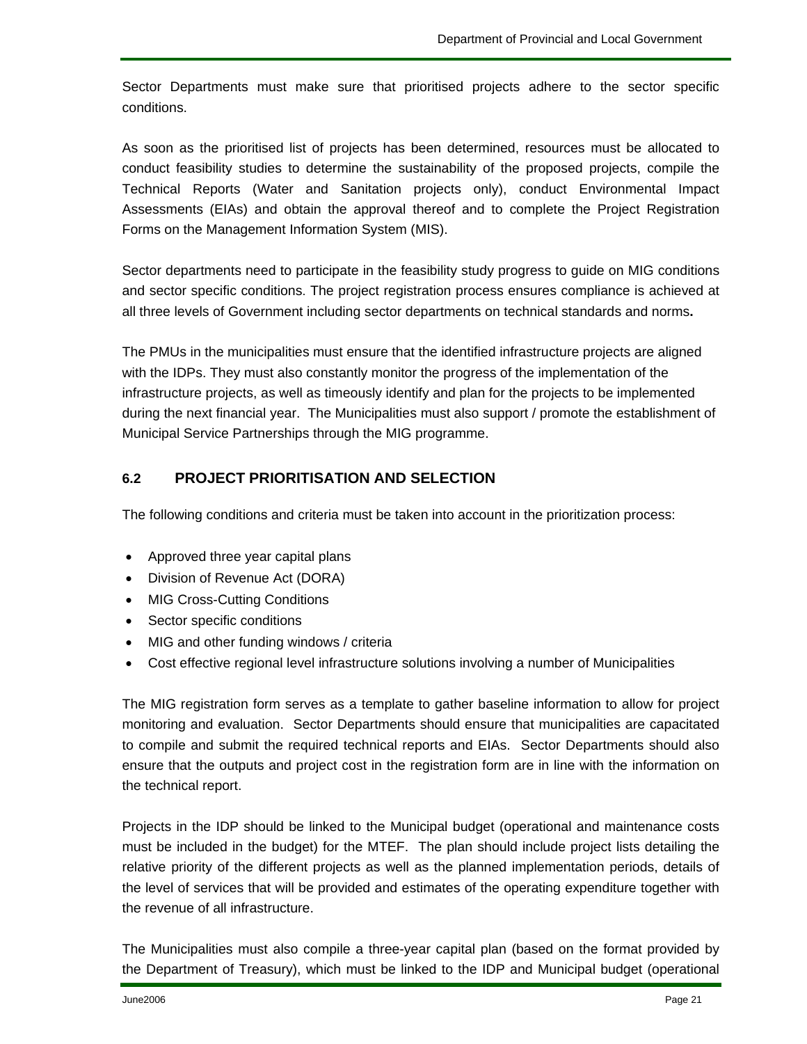Sector Departments must make sure that prioritised projects adhere to the sector specific conditions.

As soon as the prioritised list of projects has been determined, resources must be allocated to conduct feasibility studies to determine the sustainability of the proposed projects, compile the Technical Reports (Water and Sanitation projects only), conduct Environmental Impact Assessments (EIAs) and obtain the approval thereof and to complete the Project Registration Forms on the Management Information System (MIS).

Sector departments need to participate in the feasibility study progress to guide on MIG conditions and sector specific conditions. The project registration process ensures compliance is achieved at all three levels of Government including sector departments on technical standards and norms**.**

The PMUs in the municipalities must ensure that the identified infrastructure projects are aligned with the IDPs. They must also constantly monitor the progress of the implementation of the infrastructure projects, as well as timeously identify and plan for the projects to be implemented during the next financial year. The Municipalities must also support / promote the establishment of Municipal Service Partnerships through the MIG programme.

## 6.2 PROJECT PRIORITISATION AND SELECTION

The following conditions and criteria must be taken into account in the prioritization process:

- Approved three year capital plans
- Division of Revenue Act (DORA)
- MIG Cross-Cutting Conditions
- Sector specific conditions
- MIG and other funding windows / criteria
- Cost effective regional level infrastructure solutions involving a number of Municipalities

The MIG registration form serves as a template to gather baseline information to allow for project monitoring and evaluation. Sector Departments should ensure that municipalities are capacitated to compile and submit the required technical reports and EIAs. Sector Departments should also ensure that the outputs and project cost in the registration form are in line with the information on the technical report.

Projects in the IDP should be linked to the Municipal budget (operational and maintenance costs must be included in the budget) for the MTEF. The plan should include project lists detailing the relative priority of the different projects as well as the planned implementation periods, details of the level of services that will be provided and estimates of the operating expenditure together with the revenue of all infrastructure.

The Municipalities must also compile a three-year capital plan (based on the format provided by the Department of Treasury), which must be linked to the IDP and Municipal budget (operational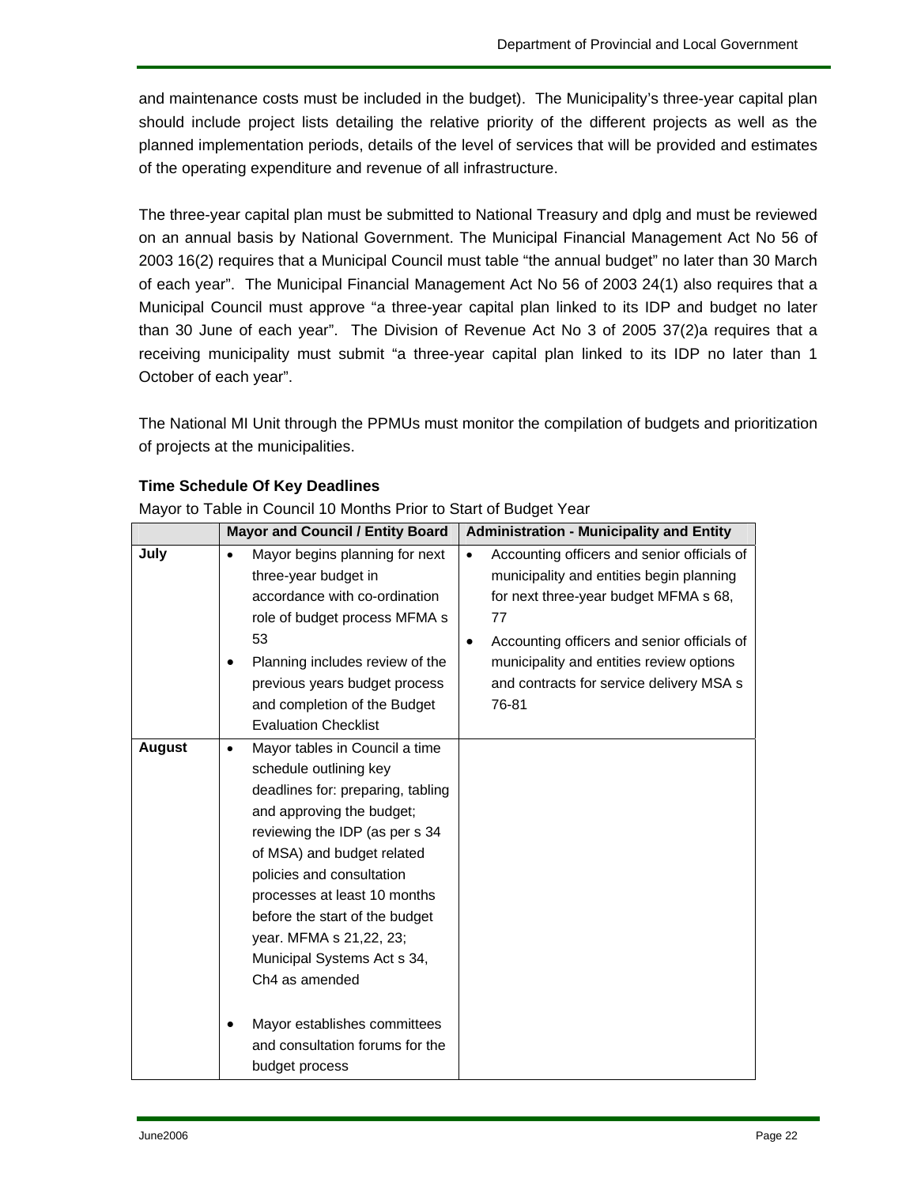and maintenance costs must be included in the budget). The Municipality's three-year capital plan should include project lists detailing the relative priority of the different projects as well as the planned implementation periods, details of the level of services that will be provided and estimates of the operating expenditure and revenue of all infrastructure.

The three-year capital plan must be submitted to National Treasury and dplg and must be reviewed on an annual basis by National Government. The Municipal Financial Management Act No 56 of 2003 16(2) requires that a Municipal Council must table "the annual budget" no later than 30 March of each year". The Municipal Financial Management Act No 56 of 2003 24(1) also requires that a Municipal Council must approve "a three-year capital plan linked to its IDP and budget no later than 30 June of each year". The Division of Revenue Act No 3 of 2005 37(2)a requires that a receiving municipality must submit "a three-year capital plan linked to its IDP no later than 1 October of each year".

The National MI Unit through the PPMUs must monitor the compilation of budgets and prioritization of projects at the municipalities.

**Time Schedule Of Key Deadlines**

Mayor to Table in Council 10 Months Prior to Start of Budget Year

| | **Mayor and Council / Entity Board** | **Administration - Municipality and Entity** |
|---|---|---|
| **July** | • Mayor begins planning for next three-year budget in accordance with co-ordination role of budget process MFMA s 53<br>• Planning includes review of the previous years budget process and completion of the Budget Evaluation Checklist | • Accounting officers and senior officials of municipality and entities begin planning for next three-year budget MFMA s 68, 77<br>• Accounting officers and senior officials of municipality and entities review options and contracts for service delivery MSA s 76-81 |
| **August** | • Mayor tables in Council a time schedule outlining key deadlines for: preparing, tabling and approving the budget; reviewing the IDP (as per s 34 of MSA) and budget related policies and consultation processes at least 10 months before the start of the budget year. MFMA s 21,22, 23; Municipal Systems Act s 34, Ch4 as amended<br>• Mayor establishes committees and consultation forums for the budget process | |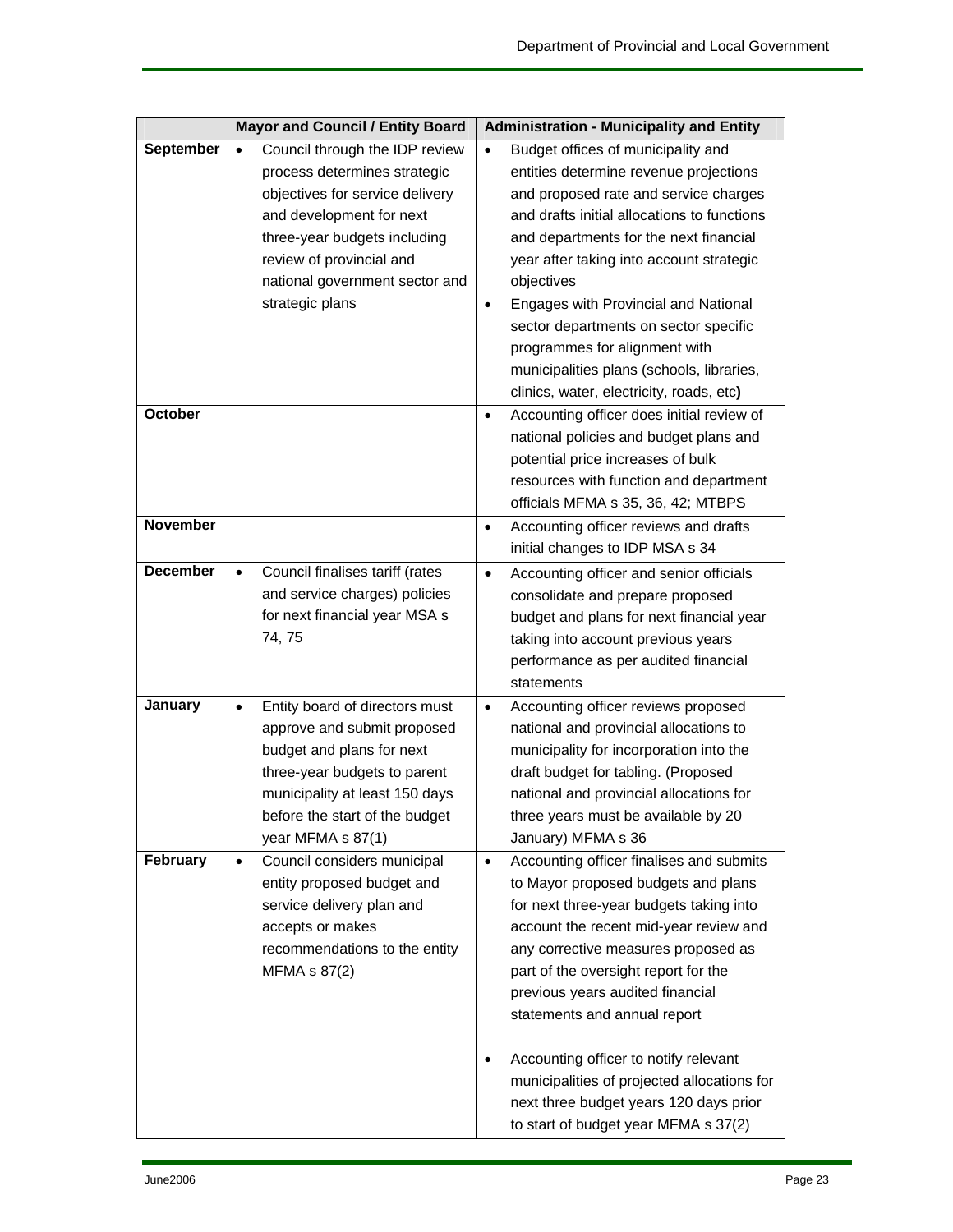| | Mayor and Council / Entity Board | Administration - Municipality and Entity |
|---|---|---|
| **September** | • Council through the IDP review process determines strategic objectives for service delivery and development for next three-year budgets including review of provincial and national government sector and strategic plans | • Budget offices of municipality and entities determine revenue projections and proposed rate and service charges and drafts initial allocations to functions and departments for the next financial year after taking into account strategic objectives<br>• Engages with Provincial and National sector departments on sector specific programmes for alignment with municipalities plans (schools, libraries, clinics, water, electricity, roads, etc**)** |
| **October** | | • Accounting officer does initial review of national policies and budget plans and potential price increases of bulk resources with function and department officials MFMA s 35, 36, 42; MTBPS |
| **November** | | • Accounting officer reviews and drafts initial changes to IDP MSA s 34 |
| **December** | • Council finalises tariff (rates and service charges) policies for next financial year MSA s 74, 75 | • Accounting officer and senior officials consolidate and prepare proposed budget and plans for next financial year taking into account previous years performance as per audited financial statements |
| **January** | • Entity board of directors must approve and submit proposed budget and plans for next three-year budgets to parent municipality at least 150 days before the start of the budget year MFMA s 87(1) | • Accounting officer reviews proposed national and provincial allocations to municipality for incorporation into the draft budget for tabling. (Proposed national and provincial allocations for three years must be available by 20 January) MFMA s 36 |
| **February** | • Council considers municipal entity proposed budget and service delivery plan and accepts or makes recommendations to the entity MFMA s 87(2) | • Accounting officer finalises and submits to Mayor proposed budgets and plans for next three-year budgets taking into account the recent mid-year review and any corrective measures proposed as part of the oversight report for the previous years audited financial statements and annual report<br><br>• Accounting officer to notify relevant municipalities of projected allocations for next three budget years 120 days prior to start of budget year MFMA s 37(2) |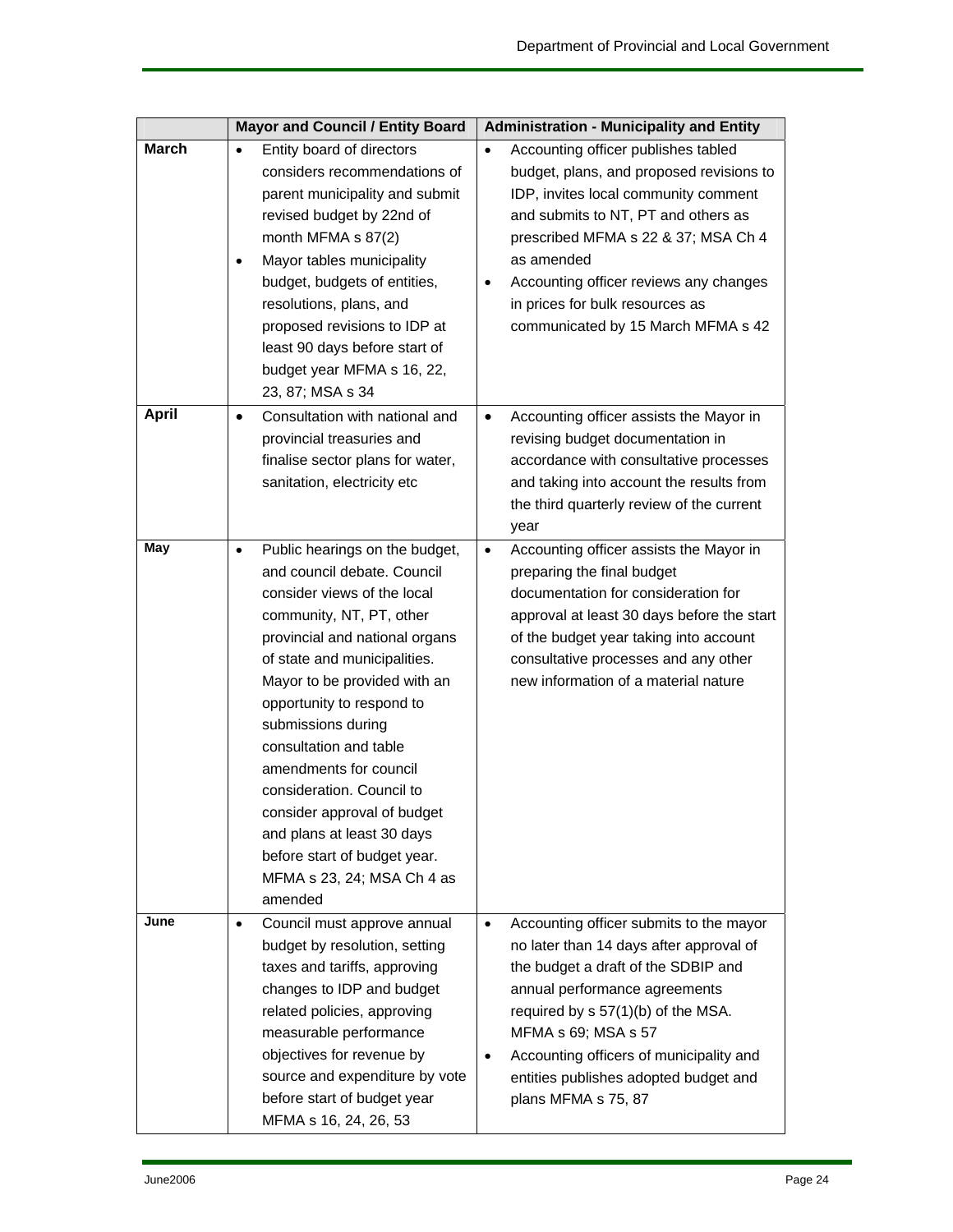| | Mayor and Council / Entity Board | Administration - Municipality and Entity |
|---|---|---|
| **March** | • Entity board of directors considers recommendations of parent municipality and submit revised budget by 22nd of month MFMA s 87(2)<br>• Mayor tables municipality budget, budgets of entities, resolutions, plans, and proposed revisions to IDP at least 90 days before start of budget year MFMA s 16, 22, 23, 87; MSA s 34 | • Accounting officer publishes tabled budget, plans, and proposed revisions to IDP, invites local community comment and submits to NT, PT and others as prescribed MFMA s 22 & 37; MSA Ch 4 as amended<br>• Accounting officer reviews any changes in prices for bulk resources as communicated by 15 March MFMA s 42 |
| **April** | • Consultation with national and provincial treasuries and finalise sector plans for water, sanitation, electricity etc | • Accounting officer assists the Mayor in revising budget documentation in accordance with consultative processes and taking into account the results from the third quarterly review of the current year |
| **May** | • Public hearings on the budget, and council debate. Council consider views of the local community, NT, PT, other provincial and national organs of state and municipalities. Mayor to be provided with an opportunity to respond to submissions during consultation and table amendments for council consideration. Council to consider approval of budget and plans at least 30 days before start of budget year. MFMA s 23, 24; MSA Ch 4 as amended | • Accounting officer assists the Mayor in preparing the final budget documentation for consideration for approval at least 30 days before the start of the budget year taking into account consultative processes and any other new information of a material nature |
| **June** | • Council must approve annual budget by resolution, setting taxes and tariffs, approving changes to IDP and budget related policies, approving measurable performance objectives for revenue by source and expenditure by vote before start of budget year MFMA s 16, 24, 26, 53 | • Accounting officer submits to the mayor no later than 14 days after approval of the budget a draft of the SDBIP and annual performance agreements required by s 57(1)(b) of the MSA. MFMA s 69; MSA s 57<br>• Accounting officers of municipality and entities publishes adopted budget and plans MFMA s 75, 87 |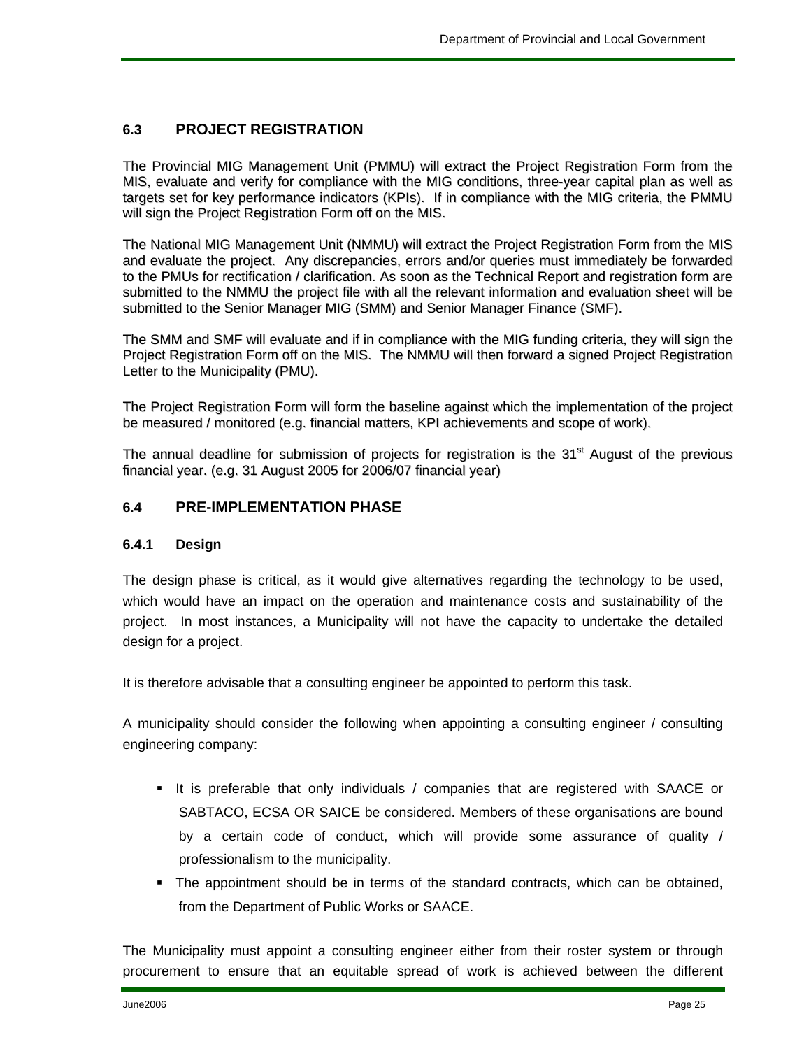## 6.3 PROJECT REGISTRATION

The Provincial MIG Management Unit (PMMU) will extract the Project Registration Form from the MIS, evaluate and verify for compliance with the MIG conditions, three-year capital plan as well as targets set for key performance indicators (KPIs). If in compliance with the MIG criteria, the PMMU will sign the Project Registration Form off on the MIS.

The National MIG Management Unit (NMMU) will extract the Project Registration Form from the MIS and evaluate the project. Any discrepancies, errors and/or queries must immediately be forwarded to the PMUs for rectification / clarification. As soon as the Technical Report and registration form are submitted to the NMMU the project file with all the relevant information and evaluation sheet will be submitted to the Senior Manager MIG (SMM) and Senior Manager Finance (SMF).

The SMM and SMF will evaluate and if in compliance with the MIG funding criteria, they will sign the Project Registration Form off on the MIS. The NMMU will then forward a signed Project Registration Letter to the Municipality (PMU).

The Project Registration Form will form the baseline against which the implementation of the project be measured / monitored (e.g. financial matters, KPI achievements and scope of work).

The annual deadline for submission of projects for registration is the 31st August of the previous financial year. (e.g. 31 August 2005 for 2006/07 financial year)

## 6.4 PRE-IMPLEMENTATION PHASE

### 6.4.1 Design

The design phase is critical, as it would give alternatives regarding the technology to be used, which would have an impact on the operation and maintenance costs and sustainability of the project. In most instances, a Municipality will not have the capacity to undertake the detailed design for a project.

It is therefore advisable that a consulting engineer be appointed to perform this task.

A municipality should consider the following when appointing a consulting engineer / consulting engineering company:

- It is preferable that only individuals / companies that are registered with SAACE or SABTACO, ECSA OR SAICE be considered. Members of these organisations are bound by a certain code of conduct, which will provide some assurance of quality / professionalism to the municipality.
- The appointment should be in terms of the standard contracts, which can be obtained, from the Department of Public Works or SAACE.

The Municipality must appoint a consulting engineer either from their roster system or through procurement to ensure that an equitable spread of work is achieved between the different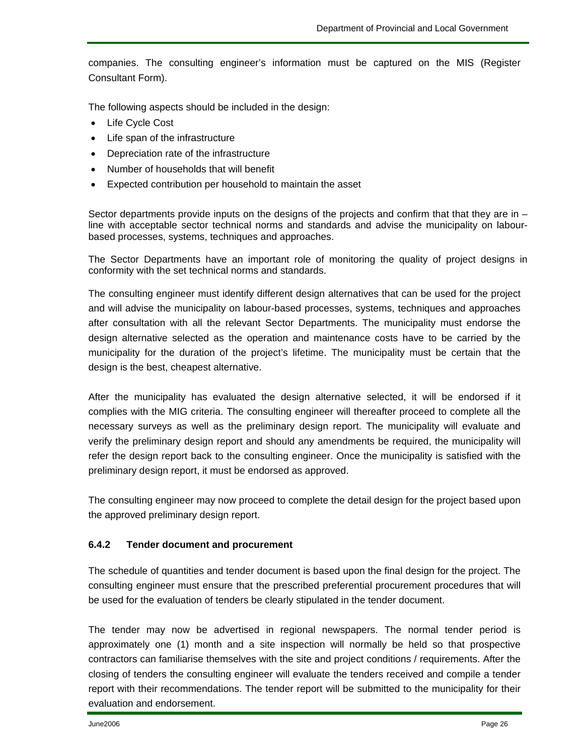companies. The consulting engineer's information must be captured on the MIS (Register Consultant Form).

The following aspects should be included in the design:

- Life Cycle Cost
- Life span of the infrastructure
- Depreciation rate of the infrastructure
- Number of households that will benefit
- Expected contribution per household to maintain the asset

Sector departments provide inputs on the designs of the projects and confirm that that they are in – line with acceptable sector technical norms and standards and advise the municipality on labour-based processes, systems, techniques and approaches.

The Sector Departments have an important role of monitoring the quality of project designs in conformity with the set technical norms and standards.

The consulting engineer must identify different design alternatives that can be used for the project and will advise the municipality on labour-based processes, systems, techniques and approaches after consultation with all the relevant Sector Departments. The municipality must endorse the design alternative selected as the operation and maintenance costs have to be carried by the municipality for the duration of the project's lifetime. The municipality must be certain that the design is the best, cheapest alternative.

After the municipality has evaluated the design alternative selected, it will be endorsed if it complies with the MIG criteria. The consulting engineer will thereafter proceed to complete all the necessary surveys as well as the preliminary design report. The municipality will evaluate and verify the preliminary design report and should any amendments be required, the municipality will refer the design report back to the consulting engineer. Once the municipality is satisfied with the preliminary design report, it must be endorsed as approved.

The consulting engineer may now proceed to complete the detail design for the project based upon the approved preliminary design report.

### 6.4.2 Tender document and procurement

The schedule of quantities and tender document is based upon the final design for the project. The consulting engineer must ensure that the prescribed preferential procurement procedures that will be used for the evaluation of tenders be clearly stipulated in the tender document.

The tender may now be advertised in regional newspapers. The normal tender period is approximately one (1) month and a site inspection will normally be held so that prospective contractors can familiarise themselves with the site and project conditions / requirements. After the closing of tenders the consulting engineer will evaluate the tenders received and compile a tender report with their recommendations. The tender report will be submitted to the municipality for their evaluation and endorsement.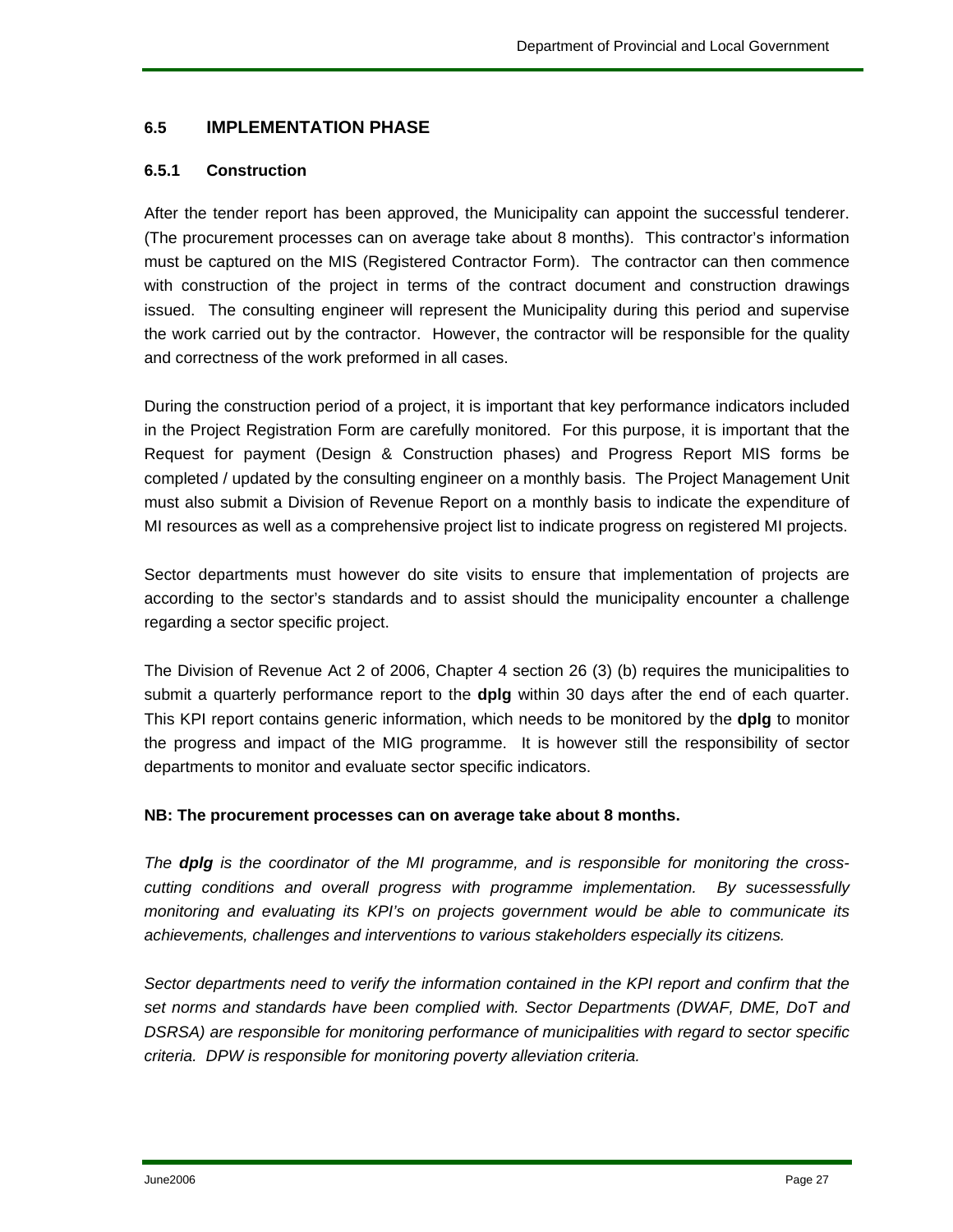## 6.5 IMPLEMENTATION PHASE

### 6.5.1 Construction

After the tender report has been approved, the Municipality can appoint the successful tenderer. (The procurement processes can on average take about 8 months). This contractor's information must be captured on the MIS (Registered Contractor Form). The contractor can then commence with construction of the project in terms of the contract document and construction drawings issued. The consulting engineer will represent the Municipality during this period and supervise the work carried out by the contractor. However, the contractor will be responsible for the quality and correctness of the work preformed in all cases.

During the construction period of a project, it is important that key performance indicators included in the Project Registration Form are carefully monitored. For this purpose, it is important that the Request for payment (Design & Construction phases) and Progress Report MIS forms be completed / updated by the consulting engineer on a monthly basis. The Project Management Unit must also submit a Division of Revenue Report on a monthly basis to indicate the expenditure of MI resources as well as a comprehensive project list to indicate progress on registered MI projects.

Sector departments must however do site visits to ensure that implementation of projects are according to the sector's standards and to assist should the municipality encounter a challenge regarding a sector specific project.

The Division of Revenue Act 2 of 2006, Chapter 4 section 26 (3) (b) requires the municipalities to submit a quarterly performance report to the **dplg** within 30 days after the end of each quarter. This KPI report contains generic information, which needs to be monitored by the **dplg** to monitor the progress and impact of the MIG programme. It is however still the responsibility of sector departments to monitor and evaluate sector specific indicators.

**NB: The procurement processes can on average take about 8 months.**

*The **dplg** is the coordinator of the MI programme, and is responsible for monitoring the cross-cutting conditions and overall progress with programme implementation. By sucessessfully monitoring and evaluating its KPI's on projects government would be able to communicate its achievements, challenges and interventions to various stakeholders especially its citizens.*

*Sector departments need to verify the information contained in the KPI report and confirm that the set norms and standards have been complied with. Sector Departments (DWAF, DME, DoT and DSRSA) are responsible for monitoring performance of municipalities with regard to sector specific criteria. DPW is responsible for monitoring poverty alleviation criteria.*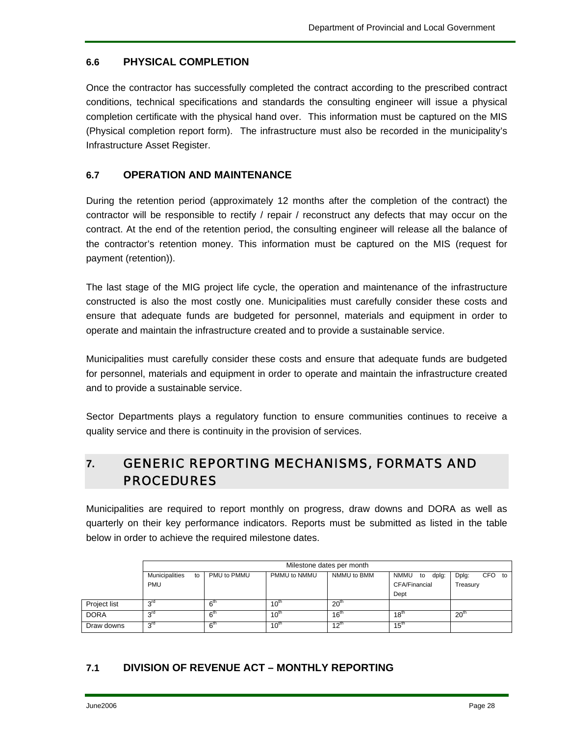### 6.6 PHYSICAL COMPLETION

Once the contractor has successfully completed the contract according to the prescribed contract conditions, technical specifications and standards the consulting engineer will issue a physical completion certificate with the physical hand over. This information must be captured on the MIS (Physical completion report form). The infrastructure must also be recorded in the municipality's Infrastructure Asset Register.

### 6.7 OPERATION AND MAINTENANCE

During the retention period (approximately 12 months after the completion of the contract) the contractor will be responsible to rectify / repair / reconstruct any defects that may occur on the contract. At the end of the retention period, the consulting engineer will release all the balance of the contractor's retention money. This information must be captured on the MIS (request for payment (retention)).

The last stage of the MIG project life cycle, the operation and maintenance of the infrastructure constructed is also the most costly one. Municipalities must carefully consider these costs and ensure that adequate funds are budgeted for personnel, materials and equipment in order to operate and maintain the infrastructure created and to provide a sustainable service.

Municipalities must carefully consider these costs and ensure that adequate funds are budgeted for personnel, materials and equipment in order to operate and maintain the infrastructure created and to provide a sustainable service.

Sector Departments plays a regulatory function to ensure communities continues to receive a quality service and there is continuity in the provision of services.

## 7. GENERIC REPORTING MECHANISMS, FORMATS AND PROCEDURES

Municipalities are required to report monthly on progress, draw downs and DORA as well as quarterly on their key performance indicators. Reports must be submitted as listed in the table below in order to achieve the required milestone dates.

| | Milestone dates per month | | | | | |
|---|---|---|---|---|---|---|
| | Municipalities to PMU | PMU to PMMU | PMMU to NMMU | NMMU to BMM | NMMU to dplg: CFA/Financial Dept | Dplg: CFO to Treasury |
| Project list | 3rd | 6th | 10th | 20th | | |
| DORA | 3rd | 6th | 10th | 16th | 18th | 20th |
| Draw downs | 3rd | 6th | 10th | 12th | 15th | |

### 7.1 DIVISION OF REVENUE ACT – MONTHLY REPORTING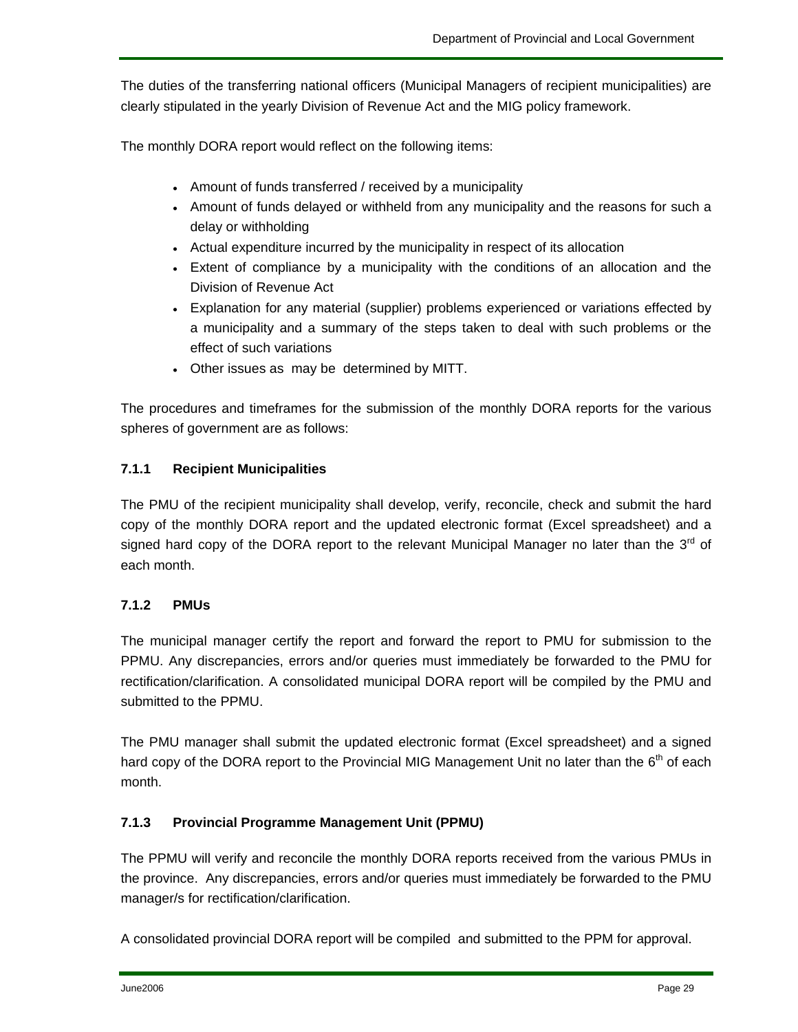The duties of the transferring national officers (Municipal Managers of recipient municipalities) are clearly stipulated in the yearly Division of Revenue Act and the MIG policy framework.

The monthly DORA report would reflect on the following items:

- Amount of funds transferred / received by a municipality
- Amount of funds delayed or withheld from any municipality and the reasons for such a delay or withholding
- Actual expenditure incurred by the municipality in respect of its allocation
- Extent of compliance by a municipality with the conditions of an allocation and the Division of Revenue Act
- Explanation for any material (supplier) problems experienced or variations effected by a municipality and a summary of the steps taken to deal with such problems or the effect of such variations
- Other issues as may be determined by MITT.

The procedures and timeframes for the submission of the monthly DORA reports for the various spheres of government are as follows:

### 7.1.1 Recipient Municipalities

The PMU of the recipient municipality shall develop, verify, reconcile, check and submit the hard copy of the monthly DORA report and the updated electronic format (Excel spreadsheet) and a signed hard copy of the DORA report to the relevant Municipal Manager no later than the 3rd of each month.

### 7.1.2 PMUs

The municipal manager certify the report and forward the report to PMU for submission to the PPMU. Any discrepancies, errors and/or queries must immediately be forwarded to the PMU for rectification/clarification. A consolidated municipal DORA report will be compiled by the PMU and submitted to the PPMU.

The PMU manager shall submit the updated electronic format (Excel spreadsheet) and a signed hard copy of the DORA report to the Provincial MIG Management Unit no later than the 6th of each month.

### 7.1.3 Provincial Programme Management Unit (PPMU)

The PPMU will verify and reconcile the monthly DORA reports received from the various PMUs in the province. Any discrepancies, errors and/or queries must immediately be forwarded to the PMU manager/s for rectification/clarification.

A consolidated provincial DORA report will be compiled and submitted to the PPM for approval.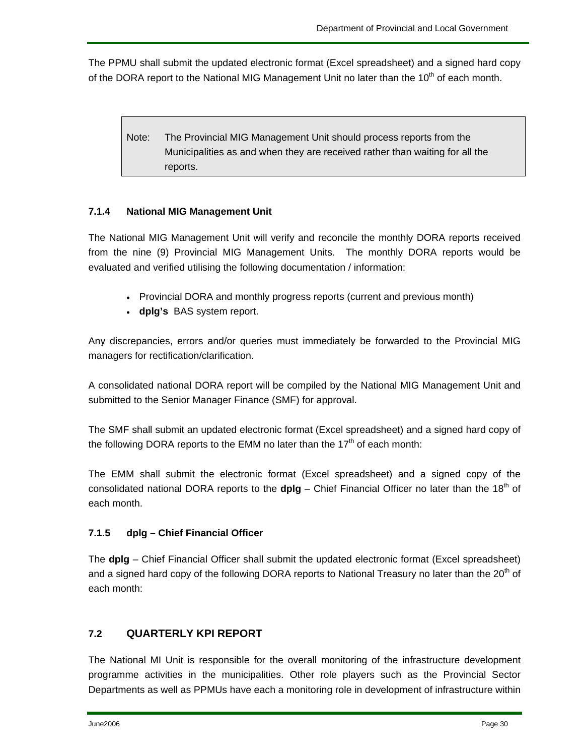The PPMU shall submit the updated electronic format (Excel spreadsheet) and a signed hard copy of the DORA report to the National MIG Management Unit no later than the 10th of each month.

> Note: The Provincial MIG Management Unit should process reports from the Municipalities as and when they are received rather than waiting for all the reports.

#### 7.1.4 National MIG Management Unit

The National MIG Management Unit will verify and reconcile the monthly DORA reports received from the nine (9) Provincial MIG Management Units. The monthly DORA reports would be evaluated and verified utilising the following documentation / information:

- Provincial DORA and monthly progress reports (current and previous month)
- **dplg's** BAS system report.

Any discrepancies, errors and/or queries must immediately be forwarded to the Provincial MIG managers for rectification/clarification.

A consolidated national DORA report will be compiled by the National MIG Management Unit and submitted to the Senior Manager Finance (SMF) for approval.

The SMF shall submit an updated electronic format (Excel spreadsheet) and a signed hard copy of the following DORA reports to the EMM no later than the 17th of each month:

The EMM shall submit the electronic format (Excel spreadsheet) and a signed copy of the consolidated national DORA reports to the **dplg** – Chief Financial Officer no later than the 18th of each month.

#### 7.1.5 dplg – Chief Financial Officer

The **dplg** – Chief Financial Officer shall submit the updated electronic format (Excel spreadsheet) and a signed hard copy of the following DORA reports to National Treasury no later than the 20th of each month:

### 7.2 QUARTERLY KPI REPORT

The National MI Unit is responsible for the overall monitoring of the infrastructure development programme activities in the municipalities. Other role players such as the Provincial Sector Departments as well as PPMUs have each a monitoring role in development of infrastructure within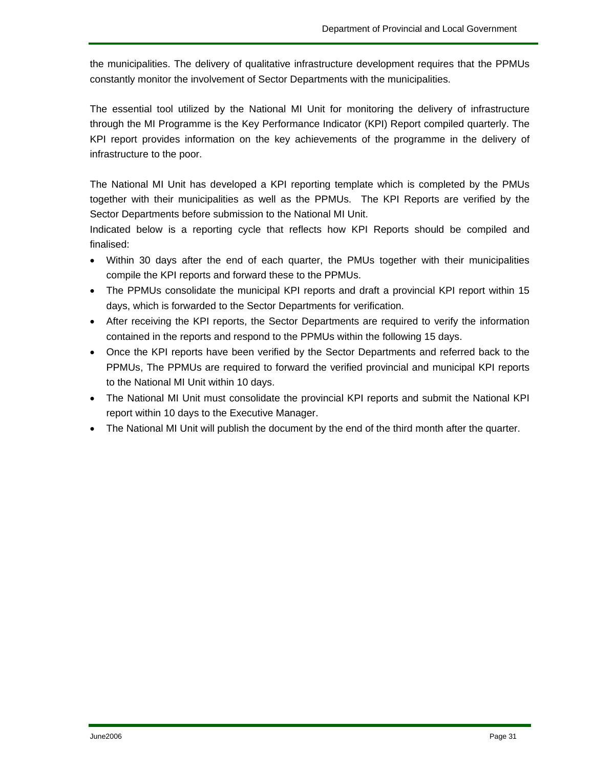the municipalities. The delivery of qualitative infrastructure development requires that the PPMUs constantly monitor the involvement of Sector Departments with the municipalities.

The essential tool utilized by the National MI Unit for monitoring the delivery of infrastructure through the MI Programme is the Key Performance Indicator (KPI) Report compiled quarterly. The KPI report provides information on the key achievements of the programme in the delivery of infrastructure to the poor.

The National MI Unit has developed a KPI reporting template which is completed by the PMUs together with their municipalities as well as the PPMUs. The KPI Reports are verified by the Sector Departments before submission to the National MI Unit.

Indicated below is a reporting cycle that reflects how KPI Reports should be compiled and finalised:

- Within 30 days after the end of each quarter, the PMUs together with their municipalities compile the KPI reports and forward these to the PPMUs.
- The PPMUs consolidate the municipal KPI reports and draft a provincial KPI report within 15 days, which is forwarded to the Sector Departments for verification.
- After receiving the KPI reports, the Sector Departments are required to verify the information contained in the reports and respond to the PPMUs within the following 15 days.
- Once the KPI reports have been verified by the Sector Departments and referred back to the PPMUs, The PPMUs are required to forward the verified provincial and municipal KPI reports to the National MI Unit within 10 days.
- The National MI Unit must consolidate the provincial KPI reports and submit the National KPI report within 10 days to the Executive Manager.
- The National MI Unit will publish the document by the end of the third month after the quarter.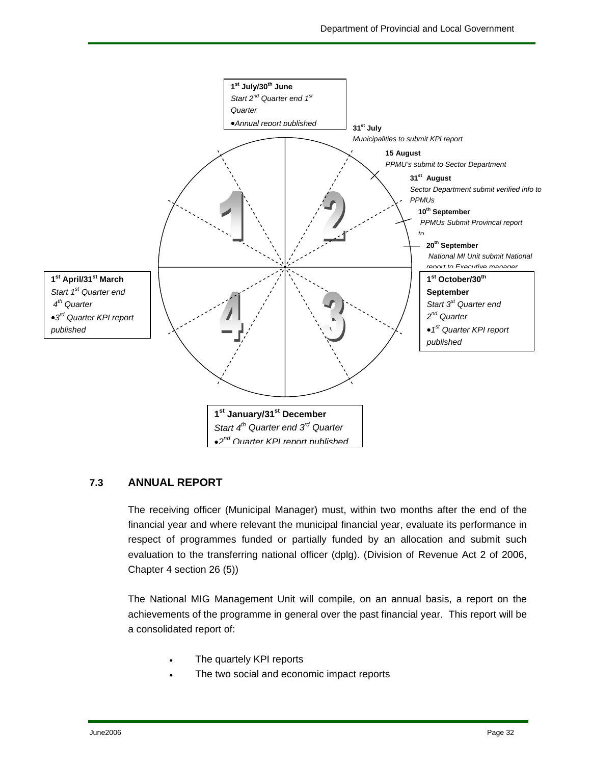**1st July/30th June**
*Start 2nd Quarter end 1st Quarter*
*•Annual report published*

**31st July**
*Municipalities to submit KPI report*

**15 August**
*PPMU's submit to Sector Department*

**31st August**
*Sector Department submit verified info to PPMUs*

**10th September**
*PPMUs Submit Provincal report to*

**20th September**
*National MI Unit submit National report to Executive manager*

**1st October/30th September**
*Start 3rd Quarter end 2nd Quarter*
*•1st Quarter KPI report published*

**1st January/31st December**
*Start 4th Quarter end 3rd Quarter*
*•2nd Quarter KPI report published*

**1st April/31st March**
*Start 1st Quarter end 4th Quarter*
*•3rd Quarter KPI report published*

## 7.3 ANNUAL REPORT

The receiving officer (Municipal Manager) must, within two months after the end of the financial year and where relevant the municipal financial year, evaluate its performance in respect of programmes funded or partially funded by an allocation and submit such evaluation to the transferring national officer (dplg). (Division of Revenue Act 2 of 2006, Chapter 4 section 26 (5))

The National MIG Management Unit will compile, on an annual basis, a report on the achievements of the programme in general over the past financial year. This report will be a consolidated report of:

- The quartely KPI reports
- The two social and economic impact reports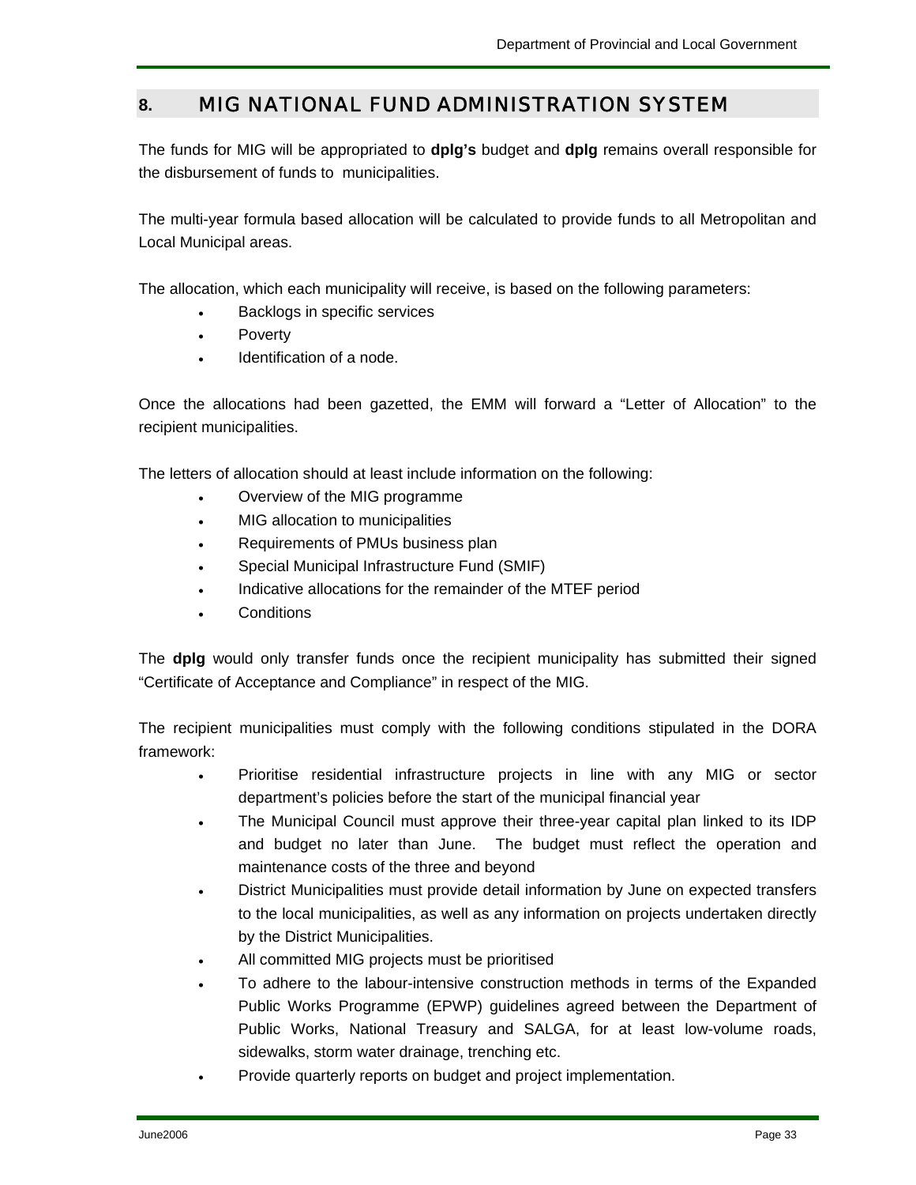## 8. MIG NATIONAL FUND ADMINISTRATION SYSTEM

The funds for MIG will be appropriated to **dplg's** budget and **dplg** remains overall responsible for the disbursement of funds to municipalities.

The multi-year formula based allocation will be calculated to provide funds to all Metropolitan and Local Municipal areas.

The allocation, which each municipality will receive, is based on the following parameters:

- Backlogs in specific services
- Poverty
- Identification of a node.

Once the allocations had been gazetted, the EMM will forward a "Letter of Allocation" to the recipient municipalities.

The letters of allocation should at least include information on the following:

- Overview of the MIG programme
- MIG allocation to municipalities
- Requirements of PMUs business plan
- Special Municipal Infrastructure Fund (SMIF)
- Indicative allocations for the remainder of the MTEF period
- Conditions

The **dplg** would only transfer funds once the recipient municipality has submitted their signed "Certificate of Acceptance and Compliance" in respect of the MIG.

The recipient municipalities must comply with the following conditions stipulated in the DORA framework:

- Prioritise residential infrastructure projects in line with any MIG or sector department's policies before the start of the municipal financial year
- The Municipal Council must approve their three-year capital plan linked to its IDP and budget no later than June. The budget must reflect the operation and maintenance costs of the three and beyond
- District Municipalities must provide detail information by June on expected transfers to the local municipalities, as well as any information on projects undertaken directly by the District Municipalities.
- All committed MIG projects must be prioritised
- To adhere to the labour-intensive construction methods in terms of the Expanded Public Works Programme (EPWP) guidelines agreed between the Department of Public Works, National Treasury and SALGA, for at least low-volume roads, sidewalks, storm water drainage, trenching etc.
- Provide quarterly reports on budget and project implementation.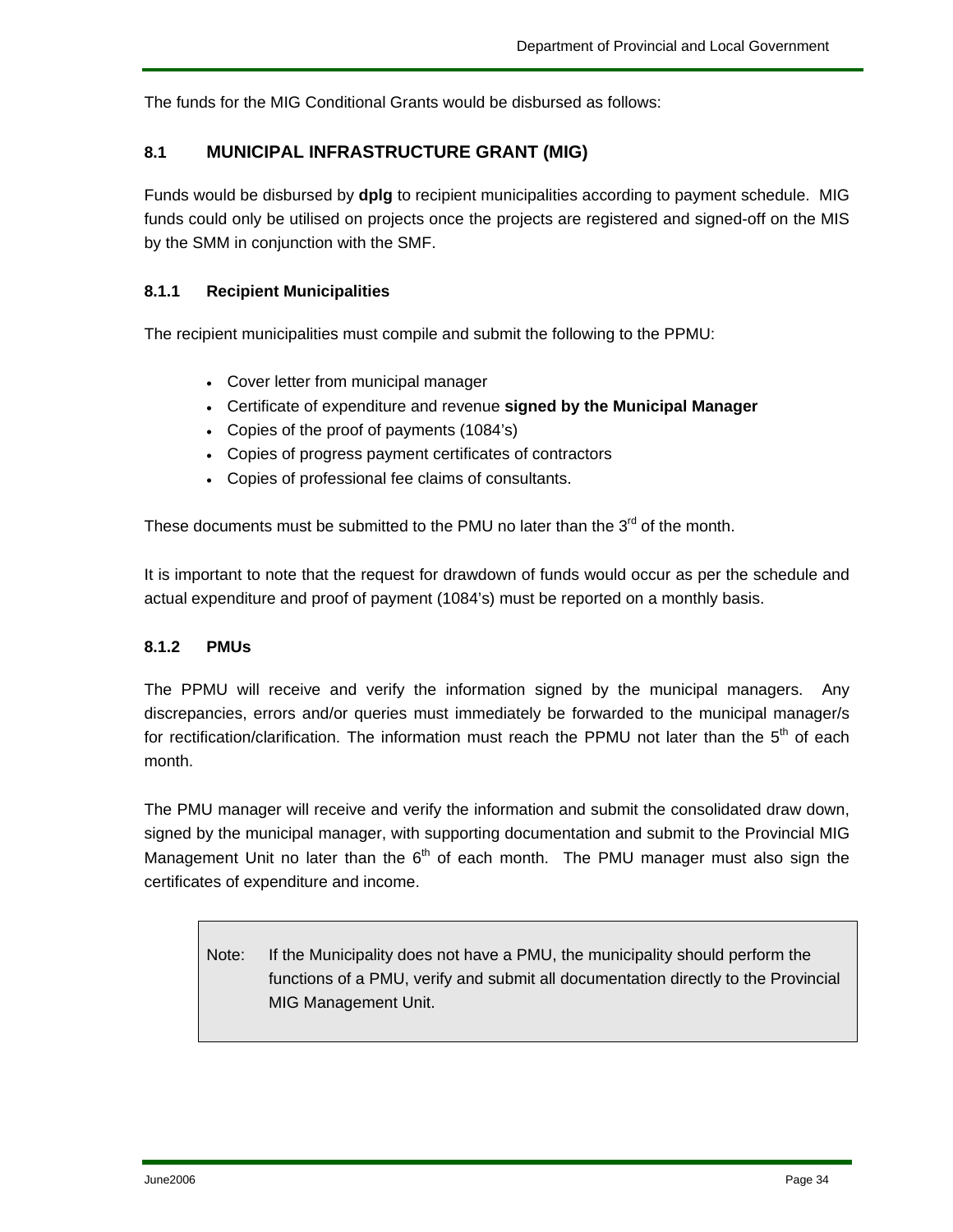The funds for the MIG Conditional Grants would be disbursed as follows:

## 8.1 MUNICIPAL INFRASTRUCTURE GRANT (MIG)

Funds would be disbursed by **dplg** to recipient municipalities according to payment schedule. MIG funds could only be utilised on projects once the projects are registered and signed-off on the MIS by the SMM in conjunction with the SMF.

### 8.1.1 Recipient Municipalities

The recipient municipalities must compile and submit the following to the PPMU:

- Cover letter from municipal manager
- Certificate of expenditure and revenue **signed by the Municipal Manager**
- Copies of the proof of payments (1084's)
- Copies of progress payment certificates of contractors
- Copies of professional fee claims of consultants.

These documents must be submitted to the PMU no later than the 3rd of the month.

It is important to note that the request for drawdown of funds would occur as per the schedule and actual expenditure and proof of payment (1084's) must be reported on a monthly basis.

### 8.1.2 PMUs

The PPMU will receive and verify the information signed by the municipal managers. Any discrepancies, errors and/or queries must immediately be forwarded to the municipal manager/s for rectification/clarification. The information must reach the PPMU not later than the 5th of each month.

The PMU manager will receive and verify the information and submit the consolidated draw down, signed by the municipal manager, with supporting documentation and submit to the Provincial MIG Management Unit no later than the 6th of each month. The PMU manager must also sign the certificates of expenditure and income.

> Note: If the Municipality does not have a PMU, the municipality should perform the functions of a PMU, verify and submit all documentation directly to the Provincial MIG Management Unit.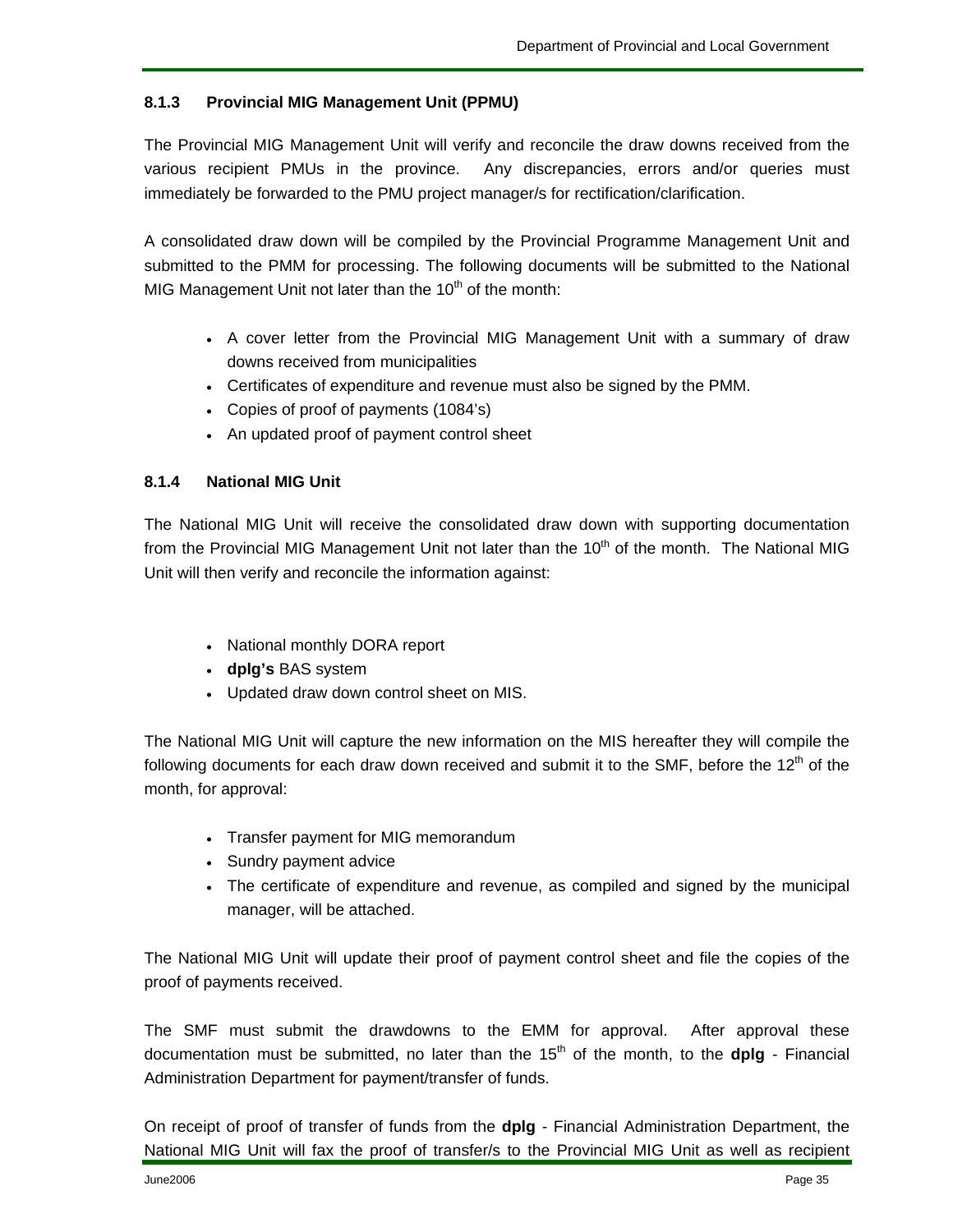#### 8.1.3 Provincial MIG Management Unit (PPMU)

The Provincial MIG Management Unit will verify and reconcile the draw downs received from the various recipient PMUs in the province. Any discrepancies, errors and/or queries must immediately be forwarded to the PMU project manager/s for rectification/clarification.

A consolidated draw down will be compiled by the Provincial Programme Management Unit and submitted to the PMM for processing. The following documents will be submitted to the National MIG Management Unit not later than the 10th of the month:

- A cover letter from the Provincial MIG Management Unit with a summary of draw downs received from municipalities
- Certificates of expenditure and revenue must also be signed by the PMM.
- Copies of proof of payments (1084's)
- An updated proof of payment control sheet

#### 8.1.4 National MIG Unit

The National MIG Unit will receive the consolidated draw down with supporting documentation from the Provincial MIG Management Unit not later than the 10th of the month. The National MIG Unit will then verify and reconcile the information against:

- National monthly DORA report
- **dplg's** BAS system
- Updated draw down control sheet on MIS.

The National MIG Unit will capture the new information on the MIS hereafter they will compile the following documents for each draw down received and submit it to the SMF, before the 12th of the month, for approval:

- Transfer payment for MIG memorandum
- Sundry payment advice
- The certificate of expenditure and revenue, as compiled and signed by the municipal manager, will be attached.

The National MIG Unit will update their proof of payment control sheet and file the copies of the proof of payments received.

The SMF must submit the drawdowns to the EMM for approval. After approval these documentation must be submitted, no later than the 15th of the month, to the **dplg** - Financial Administration Department for payment/transfer of funds.

On receipt of proof of transfer of funds from the **dplg** - Financial Administration Department, the National MIG Unit will fax the proof of transfer/s to the Provincial MIG Unit as well as recipient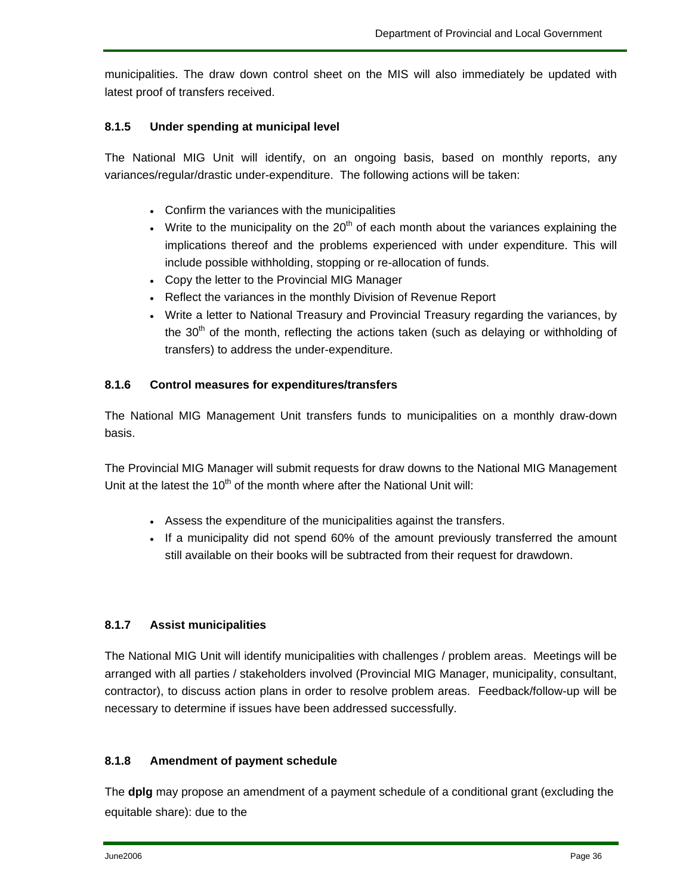municipalities. The draw down control sheet on the MIS will also immediately be updated with latest proof of transfers received.

#### 8.1.5 Under spending at municipal level

The National MIG Unit will identify, on an ongoing basis, based on monthly reports, any variances/regular/drastic under-expenditure. The following actions will be taken:

- Confirm the variances with the municipalities
- Write to the municipality on the 20th of each month about the variances explaining the implications thereof and the problems experienced with under expenditure. This will include possible withholding, stopping or re-allocation of funds.
- Copy the letter to the Provincial MIG Manager
- Reflect the variances in the monthly Division of Revenue Report
- Write a letter to National Treasury and Provincial Treasury regarding the variances, by the 30th of the month, reflecting the actions taken (such as delaying or withholding of transfers) to address the under-expenditure.

#### 8.1.6 Control measures for expenditures/transfers

The National MIG Management Unit transfers funds to municipalities on a monthly draw-down basis.

The Provincial MIG Manager will submit requests for draw downs to the National MIG Management Unit at the latest the 10th of the month where after the National Unit will:

- Assess the expenditure of the municipalities against the transfers.
- If a municipality did not spend 60% of the amount previously transferred the amount still available on their books will be subtracted from their request for drawdown.

#### 8.1.7 Assist municipalities

The National MIG Unit will identify municipalities with challenges / problem areas. Meetings will be arranged with all parties / stakeholders involved (Provincial MIG Manager, municipality, consultant, contractor), to discuss action plans in order to resolve problem areas. Feedback/follow-up will be necessary to determine if issues have been addressed successfully.

#### 8.1.8 Amendment of payment schedule

The **dplg** may propose an amendment of a payment schedule of a conditional grant (excluding the equitable share): due to the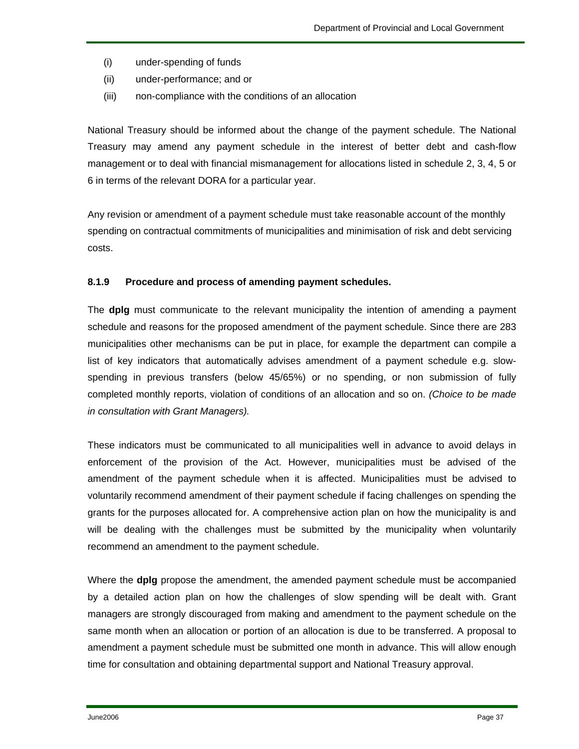(i) under-spending of funds

(ii) under-performance; and or

(iii) non-compliance with the conditions of an allocation

National Treasury should be informed about the change of the payment schedule. The National Treasury may amend any payment schedule in the interest of better debt and cash-flow management or to deal with financial mismanagement for allocations listed in schedule 2, 3, 4, 5 or 6 in terms of the relevant DORA for a particular year.

Any revision or amendment of a payment schedule must take reasonable account of the monthly spending on contractual commitments of municipalities and minimisation of risk and debt servicing costs.

#### 8.1.9 Procedure and process of amending payment schedules.

The **dplg** must communicate to the relevant municipality the intention of amending a payment schedule and reasons for the proposed amendment of the payment schedule. Since there are 283 municipalities other mechanisms can be put in place, for example the department can compile a list of key indicators that automatically advises amendment of a payment schedule e.g. slow-spending in previous transfers (below 45/65%) or no spending, or non submission of fully completed monthly reports, violation of conditions of an allocation and so on. *(Choice to be made in consultation with Grant Managers).*

These indicators must be communicated to all municipalities well in advance to avoid delays in enforcement of the provision of the Act. However, municipalities must be advised of the amendment of the payment schedule when it is affected. Municipalities must be advised to voluntarily recommend amendment of their payment schedule if facing challenges on spending the grants for the purposes allocated for. A comprehensive action plan on how the municipality is and will be dealing with the challenges must be submitted by the municipality when voluntarily recommend an amendment to the payment schedule.

Where the **dplg** propose the amendment, the amended payment schedule must be accompanied by a detailed action plan on how the challenges of slow spending will be dealt with. Grant managers are strongly discouraged from making and amendment to the payment schedule on the same month when an allocation or portion of an allocation is due to be transferred. A proposal to amendment a payment schedule must be submitted one month in advance. This will allow enough time for consultation and obtaining departmental support and National Treasury approval.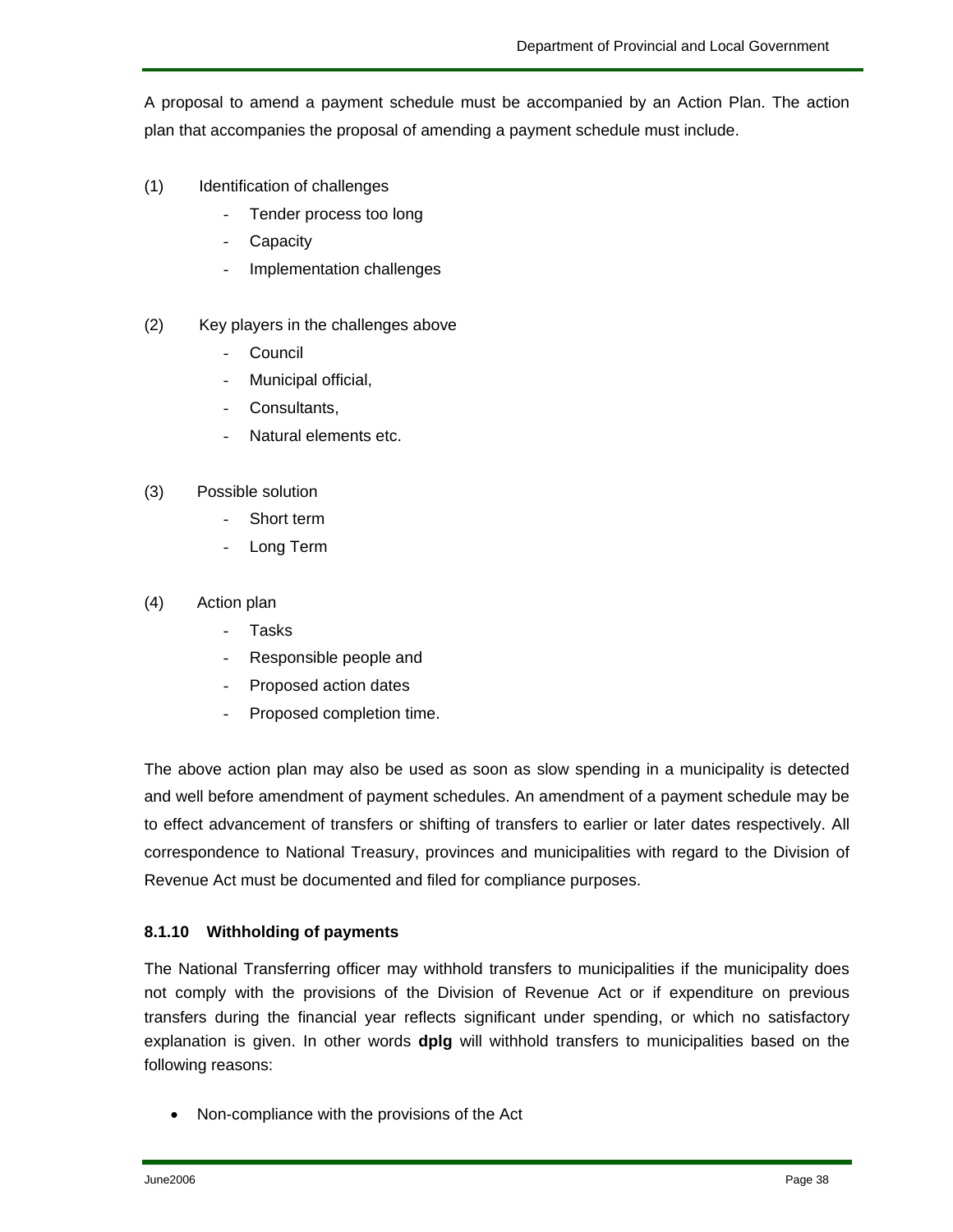A proposal to amend a payment schedule must be accompanied by an Action Plan. The action plan that accompanies the proposal of amending a payment schedule must include.

(1) Identification of challenges
   - Tender process too long
   - Capacity
   - Implementation challenges

(2) Key players in the challenges above
   - Council
   - Municipal official,
   - Consultants,
   - Natural elements etc.

(3) Possible solution
   - Short term
   - Long Term

(4) Action plan
   - Tasks
   - Responsible people and
   - Proposed action dates
   - Proposed completion time.

The above action plan may also be used as soon as slow spending in a municipality is detected and well before amendment of payment schedules. An amendment of a payment schedule may be to effect advancement of transfers or shifting of transfers to earlier or later dates respectively. All correspondence to National Treasury, provinces and municipalities with regard to the Division of Revenue Act must be documented and filed for compliance purposes.

#### 8.1.10 Withholding of payments

The National Transferring officer may withhold transfers to municipalities if the municipality does not comply with the provisions of the Division of Revenue Act or if expenditure on previous transfers during the financial year reflects significant under spending, or which no satisfactory explanation is given. In other words **dplg** will withhold transfers to municipalities based on the following reasons:

- Non-compliance with the provisions of the Act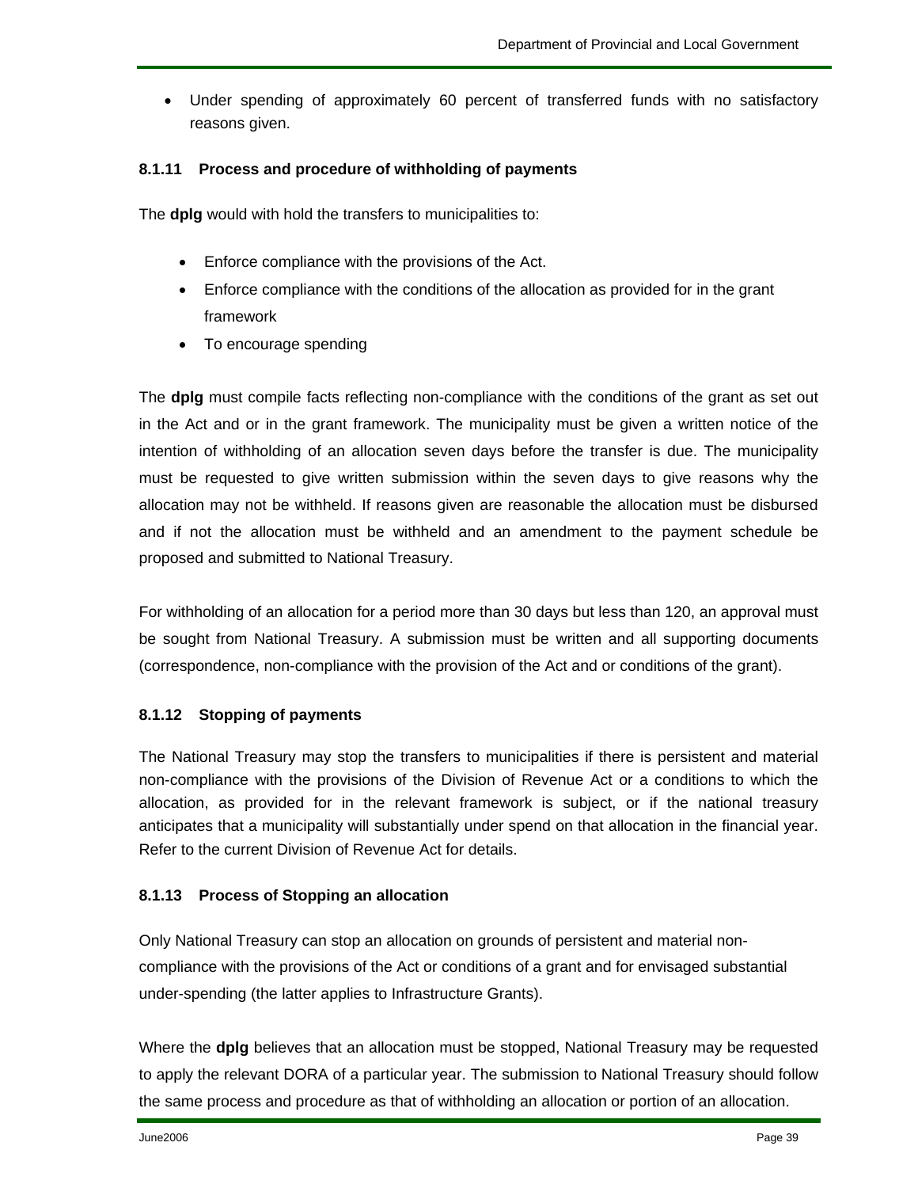- Under spending of approximately 60 percent of transferred funds with no satisfactory reasons given.

### 8.1.11 Process and procedure of withholding of payments

The **dplg** would with hold the transfers to municipalities to:

- Enforce compliance with the provisions of the Act.
- Enforce compliance with the conditions of the allocation as provided for in the grant framework
- To encourage spending

The **dplg** must compile facts reflecting non-compliance with the conditions of the grant as set out in the Act and or in the grant framework. The municipality must be given a written notice of the intention of withholding of an allocation seven days before the transfer is due. The municipality must be requested to give written submission within the seven days to give reasons why the allocation may not be withheld. If reasons given are reasonable the allocation must be disbursed and if not the allocation must be withheld and an amendment to the payment schedule be proposed and submitted to National Treasury.

For withholding of an allocation for a period more than 30 days but less than 120, an approval must be sought from National Treasury. A submission must be written and all supporting documents (correspondence, non-compliance with the provision of the Act and or conditions of the grant).

### 8.1.12 Stopping of payments

The National Treasury may stop the transfers to municipalities if there is persistent and material non-compliance with the provisions of the Division of Revenue Act or a conditions to which the allocation, as provided for in the relevant framework is subject, or if the national treasury anticipates that a municipality will substantially under spend on that allocation in the financial year. Refer to the current Division of Revenue Act for details.

### 8.1.13 Process of Stopping an allocation

Only National Treasury can stop an allocation on grounds of persistent and material non-compliance with the provisions of the Act or conditions of a grant and for envisaged substantial under-spending (the latter applies to Infrastructure Grants).

Where the **dplg** believes that an allocation must be stopped, National Treasury may be requested to apply the relevant DORA of a particular year. The submission to National Treasury should follow the same process and procedure as that of withholding an allocation or portion of an allocation.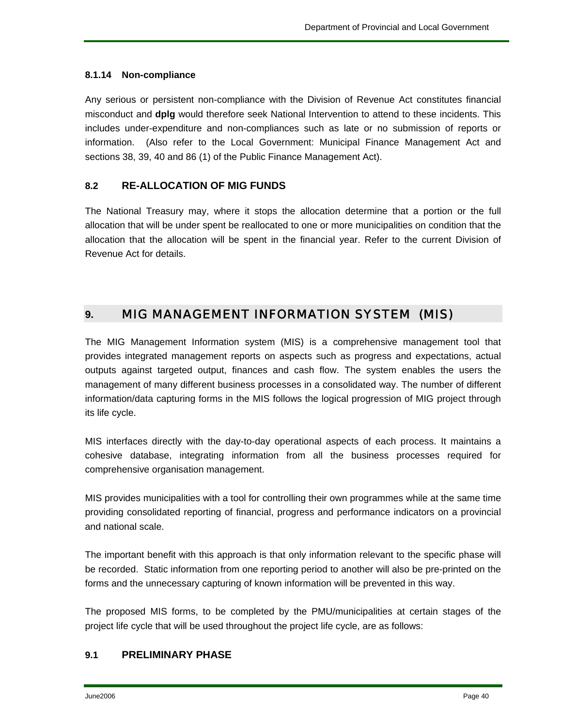#### 8.1.14 Non-compliance

Any serious or persistent non-compliance with the Division of Revenue Act constitutes financial misconduct and **dplg** would therefore seek National Intervention to attend to these incidents. This includes under-expenditure and non-compliances such as late or no submission of reports or information. (Also refer to the Local Government: Municipal Finance Management Act and sections 38, 39, 40 and 86 (1) of the Public Finance Management Act).

### 8.2 RE-ALLOCATION OF MIG FUNDS

The National Treasury may, where it stops the allocation determine that a portion or the full allocation that will be under spent be reallocated to one or more municipalities on condition that the allocation that the allocation will be spent in the financial year. Refer to the current Division of Revenue Act for details.

## 9. MIG MANAGEMENT INFORMATION SYSTEM (MIS)

The MIG Management Information system (MIS) is a comprehensive management tool that provides integrated management reports on aspects such as progress and expectations, actual outputs against targeted output, finances and cash flow. The system enables the users the management of many different business processes in a consolidated way. The number of different information/data capturing forms in the MIS follows the logical progression of MIG project through its life cycle.

MIS interfaces directly with the day-to-day operational aspects of each process. It maintains a cohesive database, integrating information from all the business processes required for comprehensive organisation management.

MIS provides municipalities with a tool for controlling their own programmes while at the same time providing consolidated reporting of financial, progress and performance indicators on a provincial and national scale.

The important benefit with this approach is that only information relevant to the specific phase will be recorded. Static information from one reporting period to another will also be pre-printed on the forms and the unnecessary capturing of known information will be prevented in this way.

The proposed MIS forms, to be completed by the PMU/municipalities at certain stages of the project life cycle that will be used throughout the project life cycle, are as follows:

### 9.1 PRELIMINARY PHASE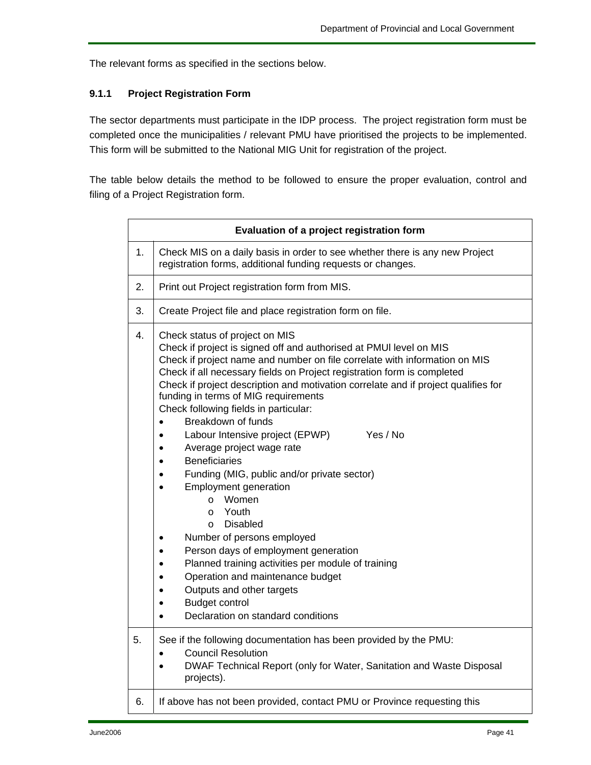The relevant forms as specified in the sections below.

### 9.1.1 Project Registration Form

The sector departments must participate in the IDP process. The project registration form must be completed once the municipalities / relevant PMU have prioritised the projects to be implemented. This form will be submitted to the National MIG Unit for registration of the project.

The table below details the method to be followed to ensure the proper evaluation, control and filing of a Project Registration form.

| Evaluation of a project registration form | |
|---|---|
| 1. | Check MIS on a daily basis in order to see whether there is any new Project registration forms, additional funding requests or changes. |
| 2. | Print out Project registration form from MIS. |
| 3. | Create Project file and place registration form on file. |
| 4. | Check status of project on MIS<br>Check if project is signed off and authorised at PMUl level on MIS<br>Check if project name and number on file correlate with information on MIS<br>Check if all necessary fields on Project registration form is completed<br>Check if project description and motivation correlate and if project qualifies for funding in terms of MIG requirements<br>Check following fields in particular:<br>• Breakdown of funds<br>• Labour Intensive project (EPWP) Yes / No<br>• Average project wage rate<br>• Beneficiaries<br>• Funding (MIG, public and/or private sector)<br>• Employment generation<br>&nbsp;&nbsp;&nbsp;&nbsp;o Women<br>&nbsp;&nbsp;&nbsp;&nbsp;o Youth<br>&nbsp;&nbsp;&nbsp;&nbsp;o Disabled<br>• Number of persons employed<br>• Person days of employment generation<br>• Planned training activities per module of training<br>• Operation and maintenance budget<br>• Outputs and other targets<br>• Budget control<br>• Declaration on standard conditions |
| 5. | See if the following documentation has been provided by the PMU:<br>• Council Resolution<br>• DWAF Technical Report (only for Water, Sanitation and Waste Disposal projects). |
| 6. | If above has not been provided, contact PMU or Province requesting this |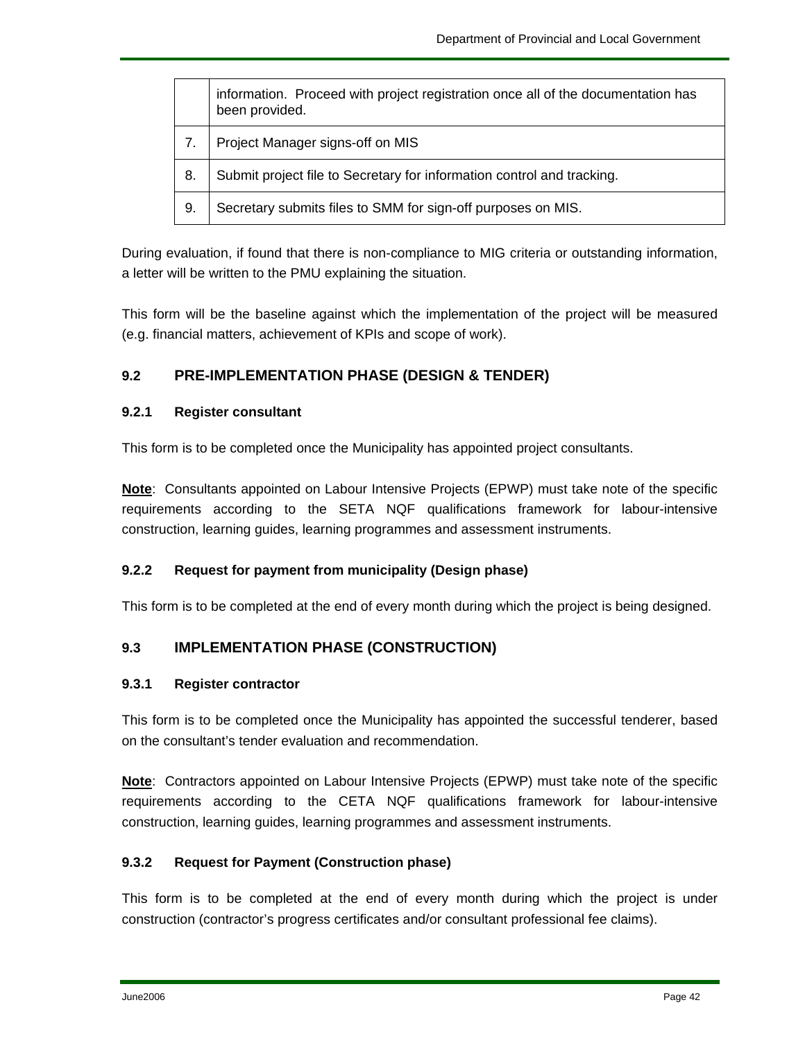|  |  |
|---|---|
|  | information. Proceed with project registration once all of the documentation has been provided. |
| 7. | Project Manager signs-off on MIS |
| 8. | Submit project file to Secretary for information control and tracking. |
| 9. | Secretary submits files to SMM for sign-off purposes on MIS. |

During evaluation, if found that there is non-compliance to MIG criteria or outstanding information, a letter will be written to the PMU explaining the situation.

This form will be the baseline against which the implementation of the project will be measured (e.g. financial matters, achievement of KPIs and scope of work).

## 9.2 PRE-IMPLEMENTATION PHASE (DESIGN & TENDER)

### 9.2.1 Register consultant

This form is to be completed once the Municipality has appointed project consultants.

**Note**: Consultants appointed on Labour Intensive Projects (EPWP) must take note of the specific requirements according to the SETA NQF qualifications framework for labour-intensive construction, learning guides, learning programmes and assessment instruments.

### 9.2.2 Request for payment from municipality (Design phase)

This form is to be completed at the end of every month during which the project is being designed.

## 9.3 IMPLEMENTATION PHASE (CONSTRUCTION)

### 9.3.1 Register contractor

This form is to be completed once the Municipality has appointed the successful tenderer, based on the consultant's tender evaluation and recommendation.

**Note**: Contractors appointed on Labour Intensive Projects (EPWP) must take note of the specific requirements according to the CETA NQF qualifications framework for labour-intensive construction, learning guides, learning programmes and assessment instruments.

### 9.3.2 Request for Payment (Construction phase)

This form is to be completed at the end of every month during which the project is under construction (contractor's progress certificates and/or consultant professional fee claims).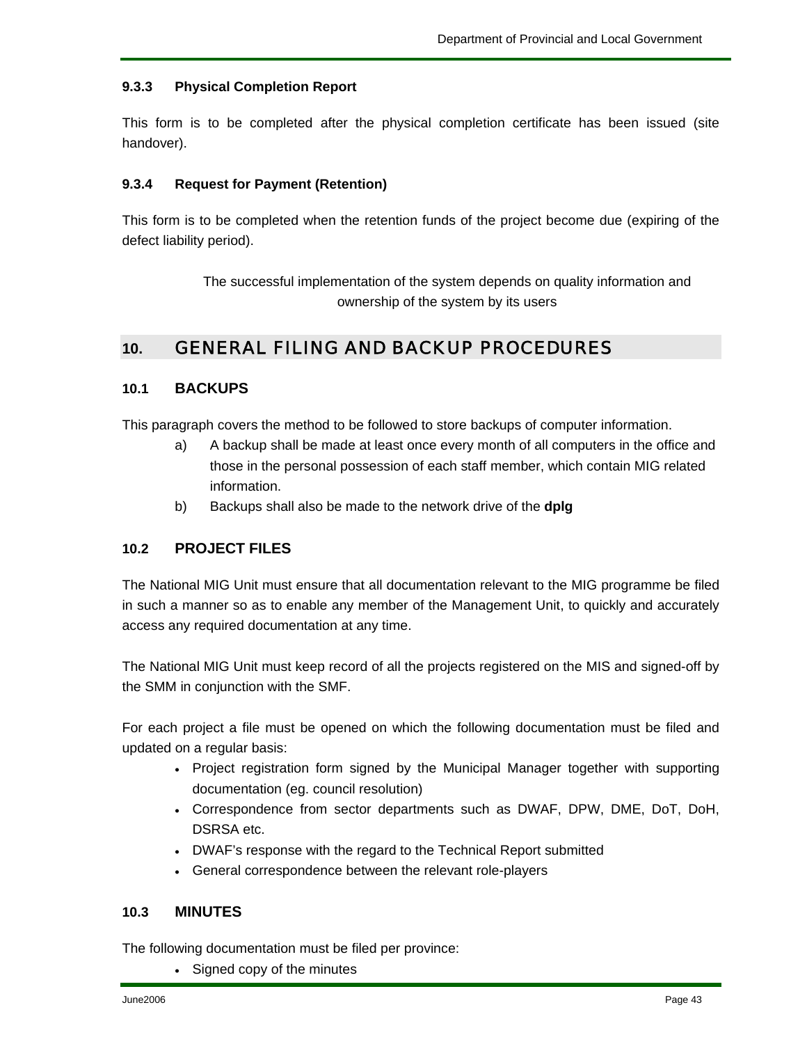### 9.3.3 Physical Completion Report

This form is to be completed after the physical completion certificate has been issued (site handover).

### 9.3.4 Request for Payment (Retention)

This form is to be completed when the retention funds of the project become due (expiring of the defect liability period).

The successful implementation of the system depends on quality information and ownership of the system by its users

## 10. GENERAL FILING AND BACKUP PROCEDURES

### 10.1 BACKUPS

This paragraph covers the method to be followed to store backups of computer information.

a) A backup shall be made at least once every month of all computers in the office and those in the personal possession of each staff member, which contain MIG related information.

b) Backups shall also be made to the network drive of the **dplg**

### 10.2 PROJECT FILES

The National MIG Unit must ensure that all documentation relevant to the MIG programme be filed in such a manner so as to enable any member of the Management Unit, to quickly and accurately access any required documentation at any time.

The National MIG Unit must keep record of all the projects registered on the MIS and signed-off by the SMM in conjunction with the SMF.

For each project a file must be opened on which the following documentation must be filed and updated on a regular basis:

- Project registration form signed by the Municipal Manager together with supporting documentation (eg. council resolution)
- Correspondence from sector departments such as DWAF, DPW, DME, DoT, DoH, DSRSA etc.
- DWAF's response with the regard to the Technical Report submitted
- General correspondence between the relevant role-players

### 10.3 MINUTES

The following documentation must be filed per province:

- Signed copy of the minutes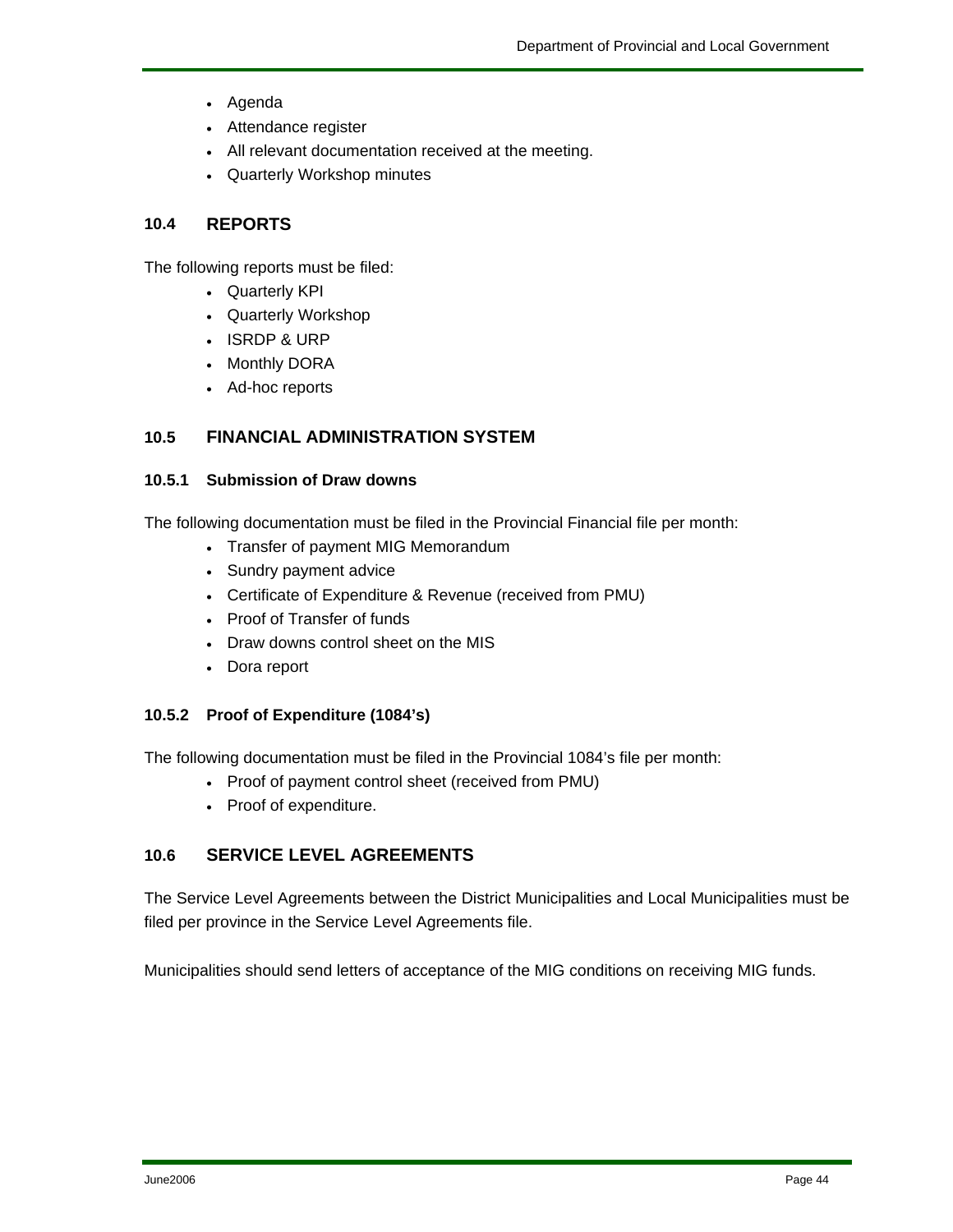- Agenda
- Attendance register
- All relevant documentation received at the meeting.
- Quarterly Workshop minutes

## 10.4 REPORTS

The following reports must be filed:

- Quarterly KPI
- Quarterly Workshop
- ISRDP & URP
- Monthly DORA
- Ad-hoc reports

## 10.5 FINANCIAL ADMINISTRATION SYSTEM

### 10.5.1 Submission of Draw downs

The following documentation must be filed in the Provincial Financial file per month:

- Transfer of payment MIG Memorandum
- Sundry payment advice
- Certificate of Expenditure & Revenue (received from PMU)
- Proof of Transfer of funds
- Draw downs control sheet on the MIS
- Dora report

### 10.5.2 Proof of Expenditure (1084's)

The following documentation must be filed in the Provincial 1084's file per month:

- Proof of payment control sheet (received from PMU)
- Proof of expenditure.

## 10.6 SERVICE LEVEL AGREEMENTS

The Service Level Agreements between the District Municipalities and Local Municipalities must be filed per province in the Service Level Agreements file.

Municipalities should send letters of acceptance of the MIG conditions on receiving MIG funds.